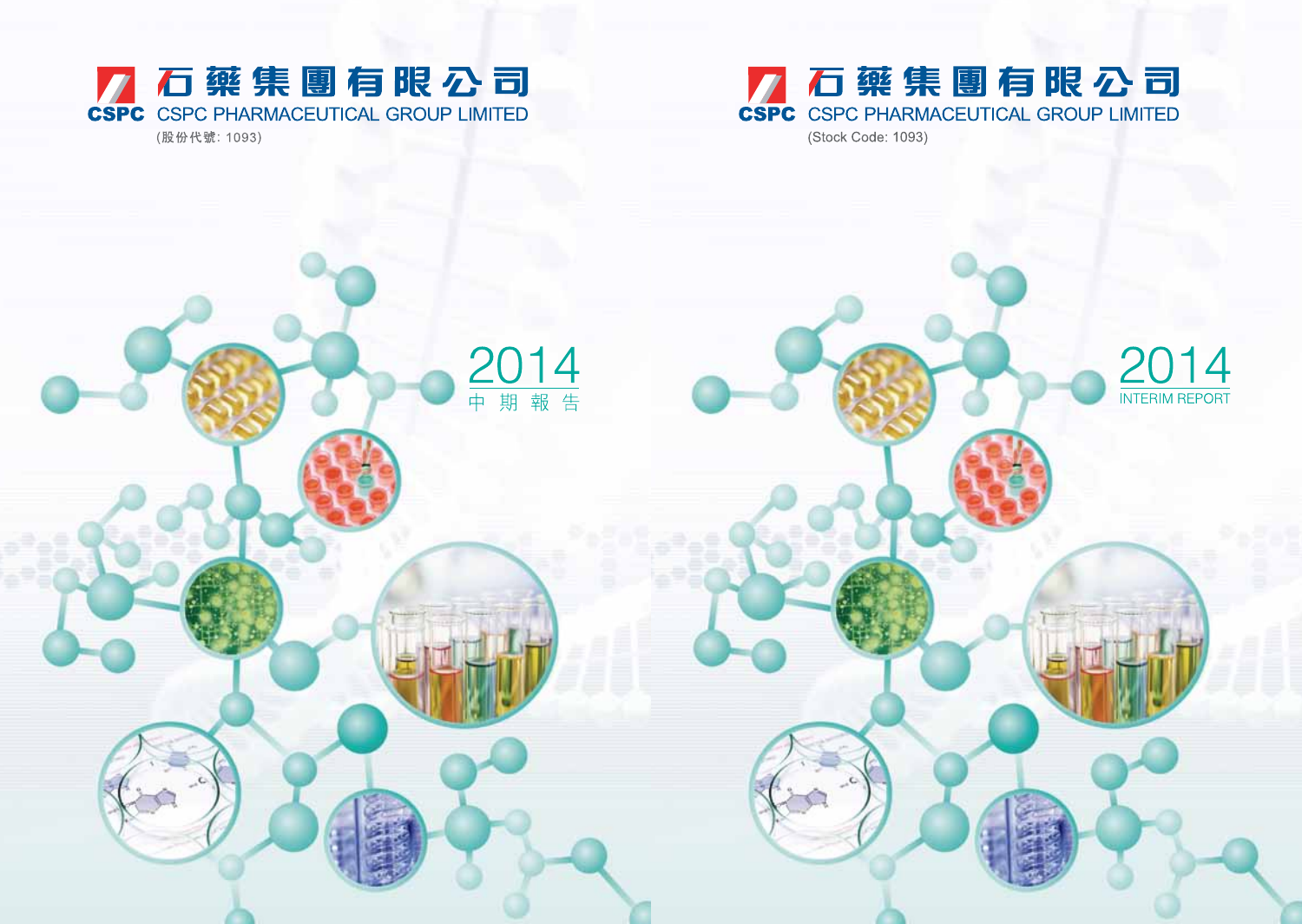石藥集團有限公司

CSPC CSPC PHARMACEUTICAL GROUP LIMITED

(股份代號: 1093)

2014

中期報告

石藥集團有限公司

CSPC CSPC PHARMACEUTICAL GROUP LIMITED

(Stock Code: 1093)

2014

INTERIM REPORT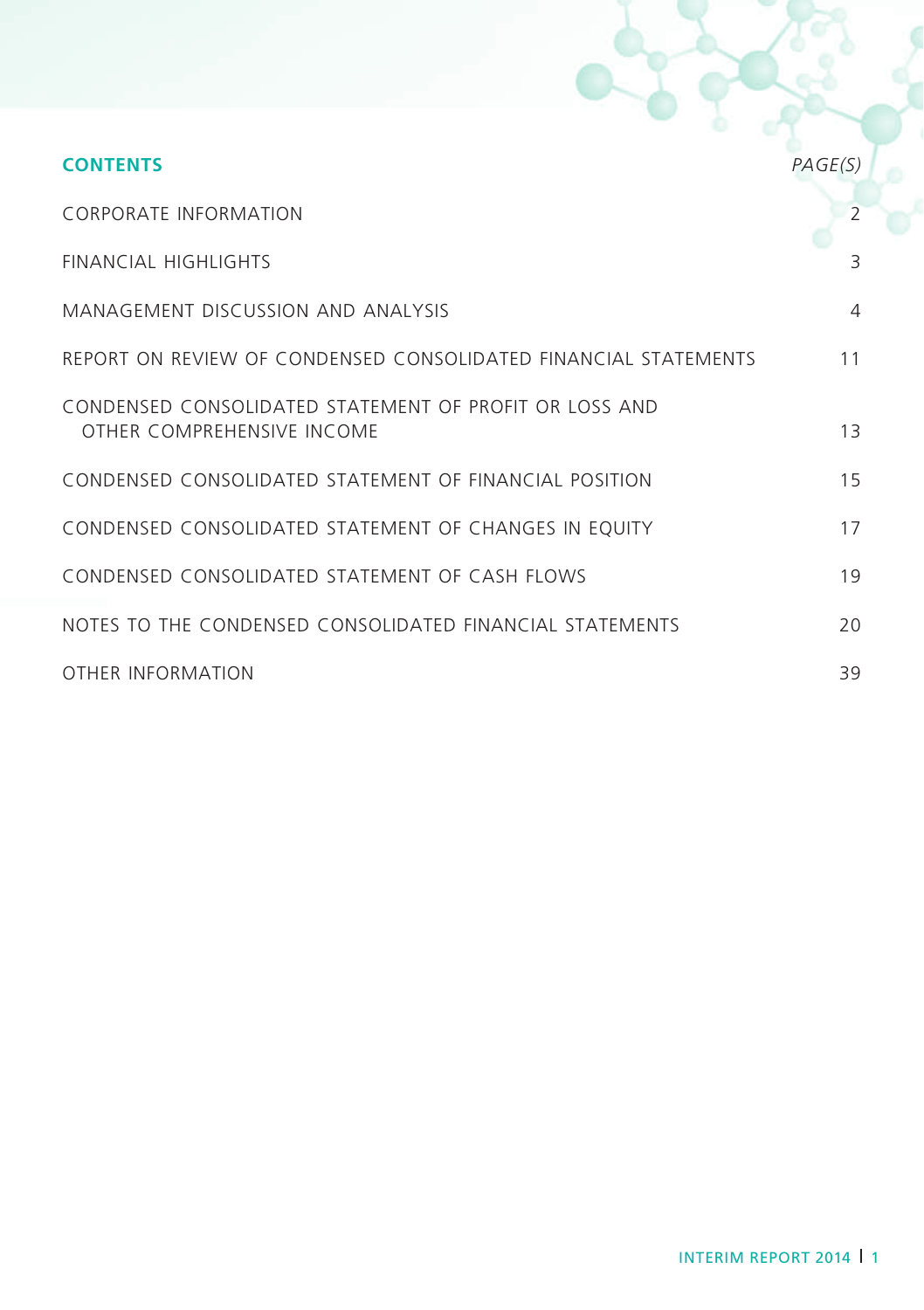## CONTENTS

| | PAGE(S) |
|---|---|
| CORPORATE INFORMATION | 2 |
| FINANCIAL HIGHLIGHTS | 3 |
| MANAGEMENT DISCUSSION AND ANALYSIS | 4 |
| REPORT ON REVIEW OF CONDENSED CONSOLIDATED FINANCIAL STATEMENTS | 11 |
| CONDENSED CONSOLIDATED STATEMENT OF PROFIT OR LOSS AND OTHER COMPREHENSIVE INCOME | 13 |
| CONDENSED CONSOLIDATED STATEMENT OF FINANCIAL POSITION | 15 |
| CONDENSED CONSOLIDATED STATEMENT OF CHANGES IN EQUITY | 17 |
| CONDENSED CONSOLIDATED STATEMENT OF CASH FLOWS | 19 |
| NOTES TO THE CONDENSED CONSOLIDATED FINANCIAL STATEMENTS | 20 |
| OTHER INFORMATION | 39 |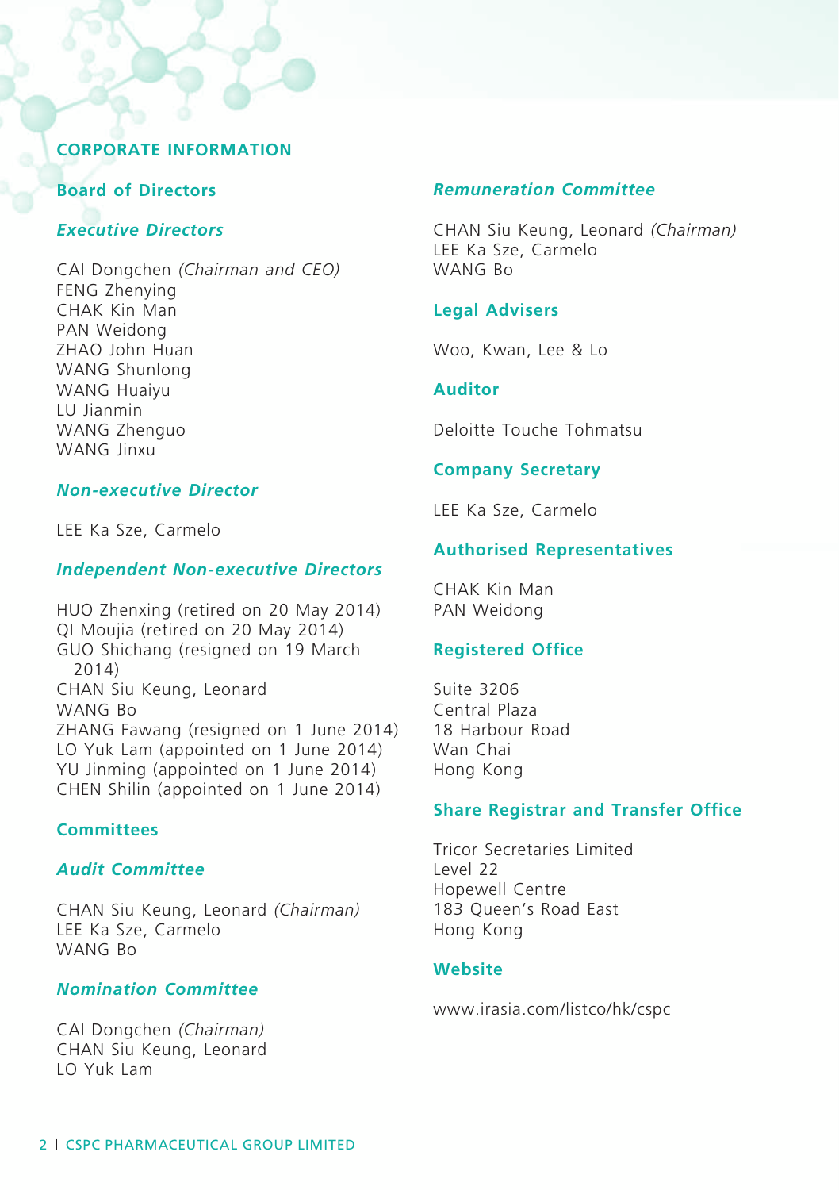# CORPORATE INFORMATION

## Board of Directors

### *Executive Directors*

CAI Dongchen *(Chairman and CEO)*
FENG Zhenying
CHAK Kin Man
PAN Weidong
ZHAO John Huan
WANG Shunlong
WANG Huaiyu
LU Jianmin
WANG Zhenguo
WANG Jinxu

### *Non-executive Director*

LEE Ka Sze, Carmelo

### *Independent Non-executive Directors*

HUO Zhenxing (retired on 20 May 2014)
QI Moujia (retired on 20 May 2014)
GUO Shichang (resigned on 19 March 2014)
CHAN Siu Keung, Leonard
WANG Bo
ZHANG Fawang (resigned on 1 June 2014)
LO Yuk Lam (appointed on 1 June 2014)
YU Jinming (appointed on 1 June 2014)
CHEN Shilin (appointed on 1 June 2014)

## Committees

### *Audit Committee*

CHAN Siu Keung, Leonard *(Chairman)*
LEE Ka Sze, Carmelo
WANG Bo

### *Nomination Committee*

CAI Dongchen *(Chairman)*
CHAN Siu Keung, Leonard
LO Yuk Lam

### *Remuneration Committee*

CHAN Siu Keung, Leonard *(Chairman)*
LEE Ka Sze, Carmelo
WANG Bo

## Legal Advisers

Woo, Kwan, Lee & Lo

## Auditor

Deloitte Touche Tohmatsu

## Company Secretary

LEE Ka Sze, Carmelo

## Authorised Representatives

CHAK Kin Man
PAN Weidong

## Registered Office

Suite 3206
Central Plaza
18 Harbour Road
Wan Chai
Hong Kong

## Share Registrar and Transfer Office

Tricor Secretaries Limited
Level 22
Hopewell Centre
183 Queen's Road East
Hong Kong

## Website

www.irasia.com/listco/hk/cspc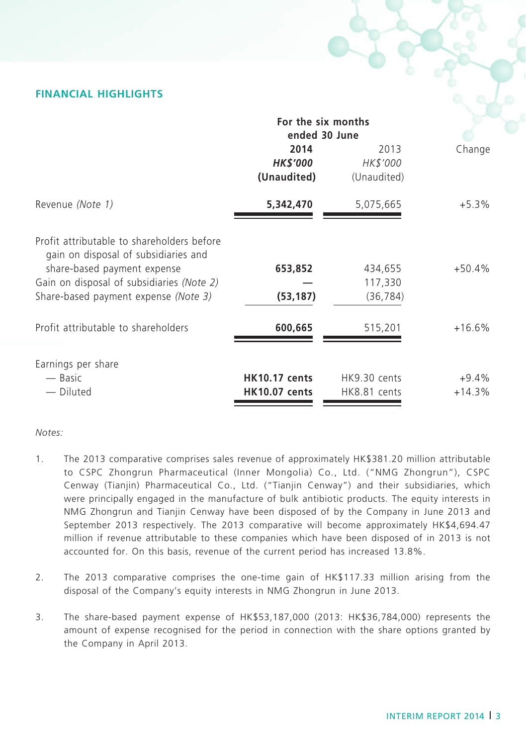## FINANCIAL HIGHLIGHTS

| | For the six months ended 30 June | | |
|---|---|---|---|
| | **2014** | 2013 | Change |
| | ***HK$'000*** | *HK$'000* | |
| | **(Unaudited)** | (Unaudited) | |
| Revenue *(Note 1)* | **5,342,470** | 5,075,665 | +5.3% |
| Profit attributable to shareholders before gain on disposal of subsidiaries and share-based payment expense | **653,852** | 434,655 | +50.4% |
| Gain on disposal of subsidiaries *(Note 2)* | **—** | 117,330 | |
| Share-based payment expense *(Note 3)* | **(53,187)** | (36,784) | |
| Profit attributable to shareholders | **600,665** | 515,201 | +16.6% |
| Earnings per share | | | |
| — Basic | **HK10.17 cents** | HK9.30 cents | +9.4% |
| — Diluted | **HK10.07 cents** | HK8.81 cents | +14.3% |

*Notes:*

1. The 2013 comparative comprises sales revenue of approximately HK$381.20 million attributable to CSPC Zhongrun Pharmaceutical (Inner Mongolia) Co., Ltd. ("NMG Zhongrun"), CSPC Cenway (Tianjin) Pharmaceutical Co., Ltd. ("Tianjin Cenway") and their subsidiaries, which were principally engaged in the manufacture of bulk antibiotic products. The equity interests in NMG Zhongrun and Tianjin Cenway have been disposed of by the Company in June 2013 and September 2013 respectively. The 2013 comparative will become approximately HK$4,694.47 million if revenue attributable to these companies which have been disposed of in 2013 is not accounted for. On this basis, revenue of the current period has increased 13.8%.

2. The 2013 comparative comprises the one-time gain of HK$117.33 million arising from the disposal of the Company's equity interests in NMG Zhongrun in June 2013.

3. The share-based payment expense of HK$53,187,000 (2013: HK$36,784,000) represents the amount of expense recognised for the period in connection with the share options granted by the Company in April 2013.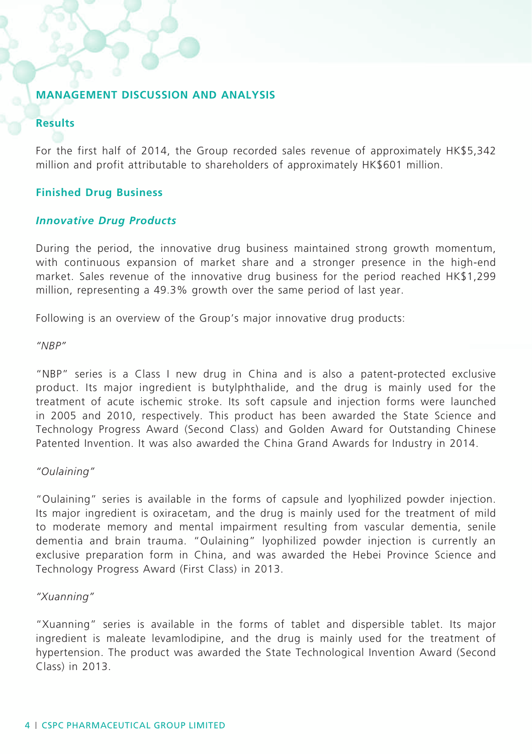## MANAGEMENT DISCUSSION AND ANALYSIS

### Results

For the first half of 2014, the Group recorded sales revenue of approximately HK$5,342 million and profit attributable to shareholders of approximately HK$601 million.

### Finished Drug Business

#### *Innovative Drug Products*

During the period, the innovative drug business maintained strong growth momentum, with continuous expansion of market share and a stronger presence in the high-end market. Sales revenue of the innovative drug business for the period reached HK$1,299 million, representing a 49.3% growth over the same period of last year.

Following is an overview of the Group's major innovative drug products:

*"NBP"*

"NBP" series is a Class I new drug in China and is also a patent-protected exclusive product. Its major ingredient is butylphthalide, and the drug is mainly used for the treatment of acute ischemic stroke. Its soft capsule and injection forms were launched in 2005 and 2010, respectively. This product has been awarded the State Science and Technology Progress Award (Second Class) and Golden Award for Outstanding Chinese Patented Invention. It was also awarded the China Grand Awards for Industry in 2014.

*"Oulaining"*

"Oulaining" series is available in the forms of capsule and lyophilized powder injection. Its major ingredient is oxiracetam, and the drug is mainly used for the treatment of mild to moderate memory and mental impairment resulting from vascular dementia, senile dementia and brain trauma. "Oulaining" lyophilized powder injection is currently an exclusive preparation form in China, and was awarded the Hebei Province Science and Technology Progress Award (First Class) in 2013.

*"Xuanning"*

"Xuanning" series is available in the forms of tablet and dispersible tablet. Its major ingredient is maleate levamlodipine, and the drug is mainly used for the treatment of hypertension. The product was awarded the State Technological Invention Award (Second Class) in 2013.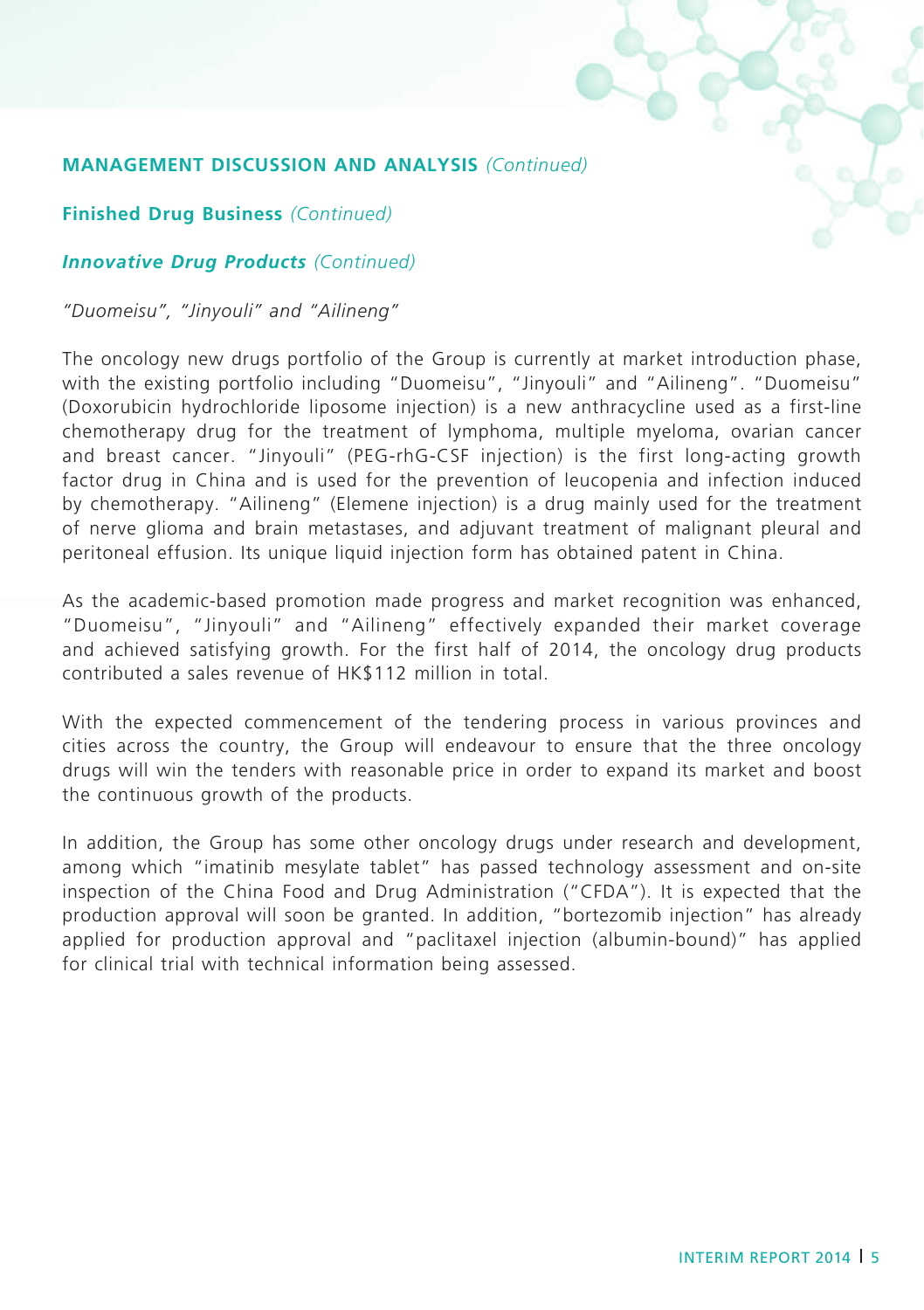## MANAGEMENT DISCUSSION AND ANALYSIS *(Continued)*

### Finished Drug Business *(Continued)*

#### *Innovative Drug Products* *(Continued)*

*"Duomeisu", "Jinyouli" and "Ailineng"*

The oncology new drugs portfolio of the Group is currently at market introduction phase, with the existing portfolio including "Duomeisu", "Jinyouli" and "Ailineng". "Duomeisu" (Doxorubicin hydrochloride liposome injection) is a new anthracycline used as a first-line chemotherapy drug for the treatment of lymphoma, multiple myeloma, ovarian cancer and breast cancer. "Jinyouli" (PEG-rhG-CSF injection) is the first long-acting growth factor drug in China and is used for the prevention of leucopenia and infection induced by chemotherapy. "Ailineng" (Elemene injection) is a drug mainly used for the treatment of nerve glioma and brain metastases, and adjuvant treatment of malignant pleural and peritoneal effusion. Its unique liquid injection form has obtained patent in China.

As the academic-based promotion made progress and market recognition was enhanced, "Duomeisu", "Jinyouli" and "Ailineng" effectively expanded their market coverage and achieved satisfying growth. For the first half of 2014, the oncology drug products contributed a sales revenue of HK$112 million in total.

With the expected commencement of the tendering process in various provinces and cities across the country, the Group will endeavour to ensure that the three oncology drugs will win the tenders with reasonable price in order to expand its market and boost the continuous growth of the products.

In addition, the Group has some other oncology drugs under research and development, among which "imatinib mesylate tablet" has passed technology assessment and on-site inspection of the China Food and Drug Administration ("CFDA"). It is expected that the production approval will soon be granted. In addition, "bortezomib injection" has already applied for production approval and "paclitaxel injection (albumin-bound)" has applied for clinical trial with technical information being assessed.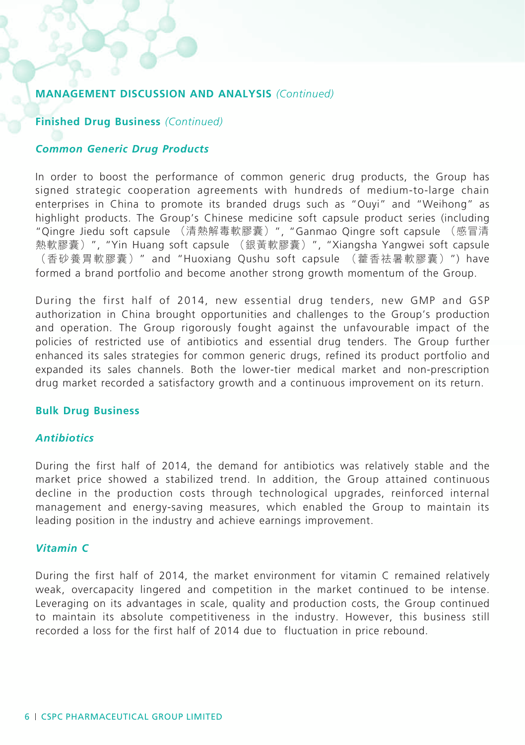## MANAGEMENT DISCUSSION AND ANALYSIS *(Continued)*

### Finished Drug Business *(Continued)*

#### *Common Generic Drug Products*

In order to boost the performance of common generic drug products, the Group has signed strategic cooperation agreements with hundreds of medium-to-large chain enterprises in China to promote its branded drugs such as "Ouyi" and "Weihong" as highlight products. The Group's Chinese medicine soft capsule product series (including "Qingre Jiedu soft capsule （清熱解毒軟膠囊）", "Ganmao Qingre soft capsule （感冒清熱軟膠囊）", "Yin Huang soft capsule （銀黃軟膠囊）", "Xiangsha Yangwei soft capsule （香砂養胃軟膠囊）" and "Huoxiang Qushu soft capsule （藿香祛暑軟膠囊）") have formed a brand portfolio and become another strong growth momentum of the Group.

During the first half of 2014, new essential drug tenders, new GMP and GSP authorization in China brought opportunities and challenges to the Group's production and operation. The Group rigorously fought against the unfavourable impact of the policies of restricted use of antibiotics and essential drug tenders. The Group further enhanced its sales strategies for common generic drugs, refined its product portfolio and expanded its sales channels. Both the lower-tier medical market and non-prescription drug market recorded a satisfactory growth and a continuous improvement on its return.

### Bulk Drug Business

#### *Antibiotics*

During the first half of 2014, the demand for antibiotics was relatively stable and the market price showed a stabilized trend. In addition, the Group attained continuous decline in the production costs through technological upgrades, reinforced internal management and energy-saving measures, which enabled the Group to maintain its leading position in the industry and achieve earnings improvement.

#### *Vitamin C*

During the first half of 2014, the market environment for vitamin C remained relatively weak, overcapacity lingered and competition in the market continued to be intense. Leveraging on its advantages in scale, quality and production costs, the Group continued to maintain its absolute competitiveness in the industry. However, this business still recorded a loss for the first half of 2014 due to fluctuation in price rebound.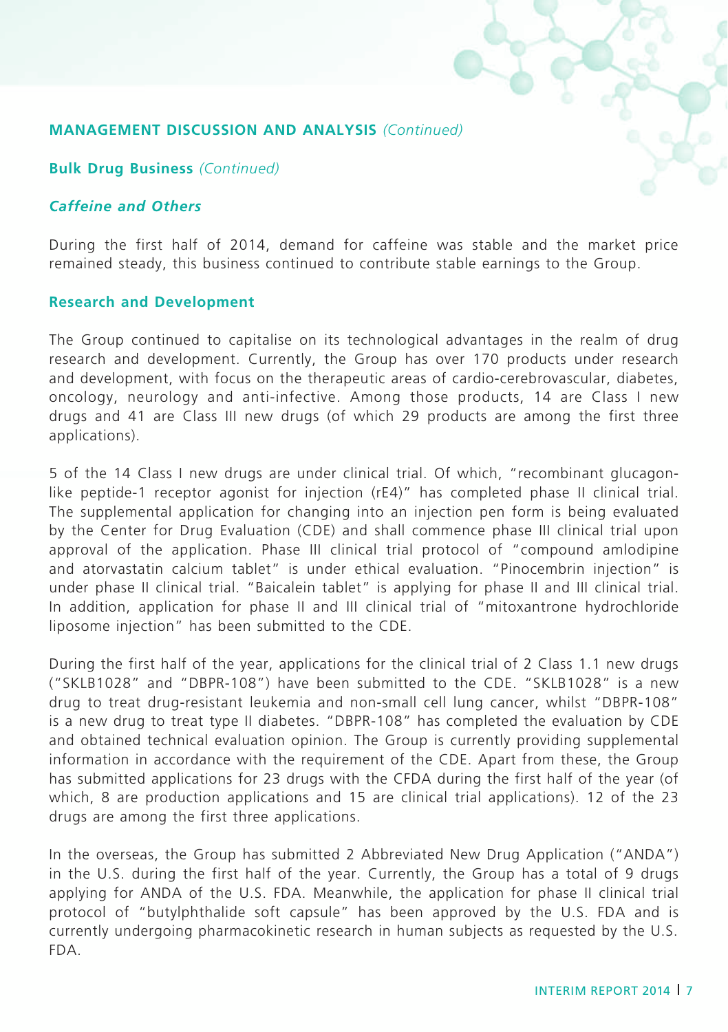## MANAGEMENT DISCUSSION AND ANALYSIS *(Continued)*

### Bulk Drug Business *(Continued)*

#### *Caffeine and Others*

During the first half of 2014, demand for caffeine was stable and the market price remained steady, this business continued to contribute stable earnings to the Group.

### Research and Development

The Group continued to capitalise on its technological advantages in the realm of drug research and development. Currently, the Group has over 170 products under research and development, with focus on the therapeutic areas of cardio-cerebrovascular, diabetes, oncology, neurology and anti-infective. Among those products, 14 are Class I new drugs and 41 are Class III new drugs (of which 29 products are among the first three applications).

5 of the 14 Class I new drugs are under clinical trial. Of which, "recombinant glucagon-like peptide-1 receptor agonist for injection (rE4)" has completed phase II clinical trial. The supplemental application for changing into an injection pen form is being evaluated by the Center for Drug Evaluation (CDE) and shall commence phase III clinical trial upon approval of the application. Phase III clinical trial protocol of "compound amlodipine and atorvastatin calcium tablet" is under ethical evaluation. "Pinocembrin injection" is under phase II clinical trial. "Baicalein tablet" is applying for phase II and III clinical trial. In addition, application for phase II and III clinical trial of "mitoxantrone hydrochloride liposome injection" has been submitted to the CDE.

During the first half of the year, applications for the clinical trial of 2 Class 1.1 new drugs ("SKLB1028" and "DBPR-108") have been submitted to the CDE. "SKLB1028" is a new drug to treat drug-resistant leukemia and non-small cell lung cancer, whilst "DBPR-108" is a new drug to treat type II diabetes. "DBPR-108" has completed the evaluation by CDE and obtained technical evaluation opinion. The Group is currently providing supplemental information in accordance with the requirement of the CDE. Apart from these, the Group has submitted applications for 23 drugs with the CFDA during the first half of the year (of which, 8 are production applications and 15 are clinical trial applications). 12 of the 23 drugs are among the first three applications.

In the overseas, the Group has submitted 2 Abbreviated New Drug Application ("ANDA") in the U.S. during the first half of the year. Currently, the Group has a total of 9 drugs applying for ANDA of the U.S. FDA. Meanwhile, the application for phase II clinical trial protocol of "butylphthalide soft capsule" has been approved by the U.S. FDA and is currently undergoing pharmacokinetic research in human subjects as requested by the U.S. FDA.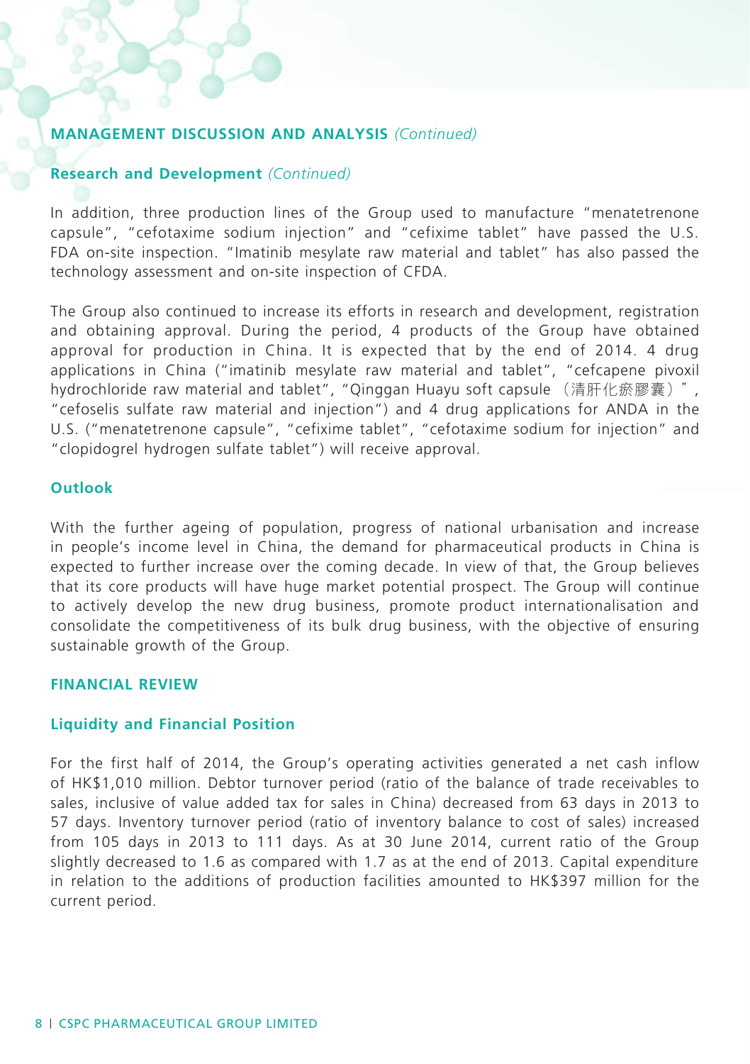## MANAGEMENT DISCUSSION AND ANALYSIS *(Continued)*

### Research and Development *(Continued)*

In addition, three production lines of the Group used to manufacture "menatetrenone capsule", "cefotaxime sodium injection" and "cefixime tablet" have passed the U.S. FDA on-site inspection. "Imatinib mesylate raw material and tablet" has also passed the technology assessment and on-site inspection of CFDA.

The Group also continued to increase its efforts in research and development, registration and obtaining approval. During the period, 4 products of the Group have obtained approval for production in China. It is expected that by the end of 2014. 4 drug applications in China ("imatinib mesylate raw material and tablet", "cefcapene pivoxil hydrochloride raw material and tablet", "Qinggan Huayu soft capsule （清肝化瘀膠囊）", "cefoselis sulfate raw material and injection") and 4 drug applications for ANDA in the U.S. ("menatetrenone capsule", "cefixime tablet", "cefotaxime sodium for injection" and "clopidogrel hydrogen sulfate tablet") will receive approval.

### Outlook

With the further ageing of population, progress of national urbanisation and increase in people's income level in China, the demand for pharmaceutical products in China is expected to further increase over the coming decade. In view of that, the Group believes that its core products will have huge market potential prospect. The Group will continue to actively develop the new drug business, promote product internationalisation and consolidate the competitiveness of its bulk drug business, with the objective of ensuring sustainable growth of the Group.

## FINANCIAL REVIEW

### Liquidity and Financial Position

For the first half of 2014, the Group's operating activities generated a net cash inflow of HK$1,010 million. Debtor turnover period (ratio of the balance of trade receivables to sales, inclusive of value added tax for sales in China) decreased from 63 days in 2013 to 57 days. Inventory turnover period (ratio of inventory balance to cost of sales) increased from 105 days in 2013 to 111 days. As at 30 June 2014, current ratio of the Group slightly decreased to 1.6 as compared with 1.7 as at the end of 2013. Capital expenditure in relation to the additions of production facilities amounted to HK$397 million for the current period.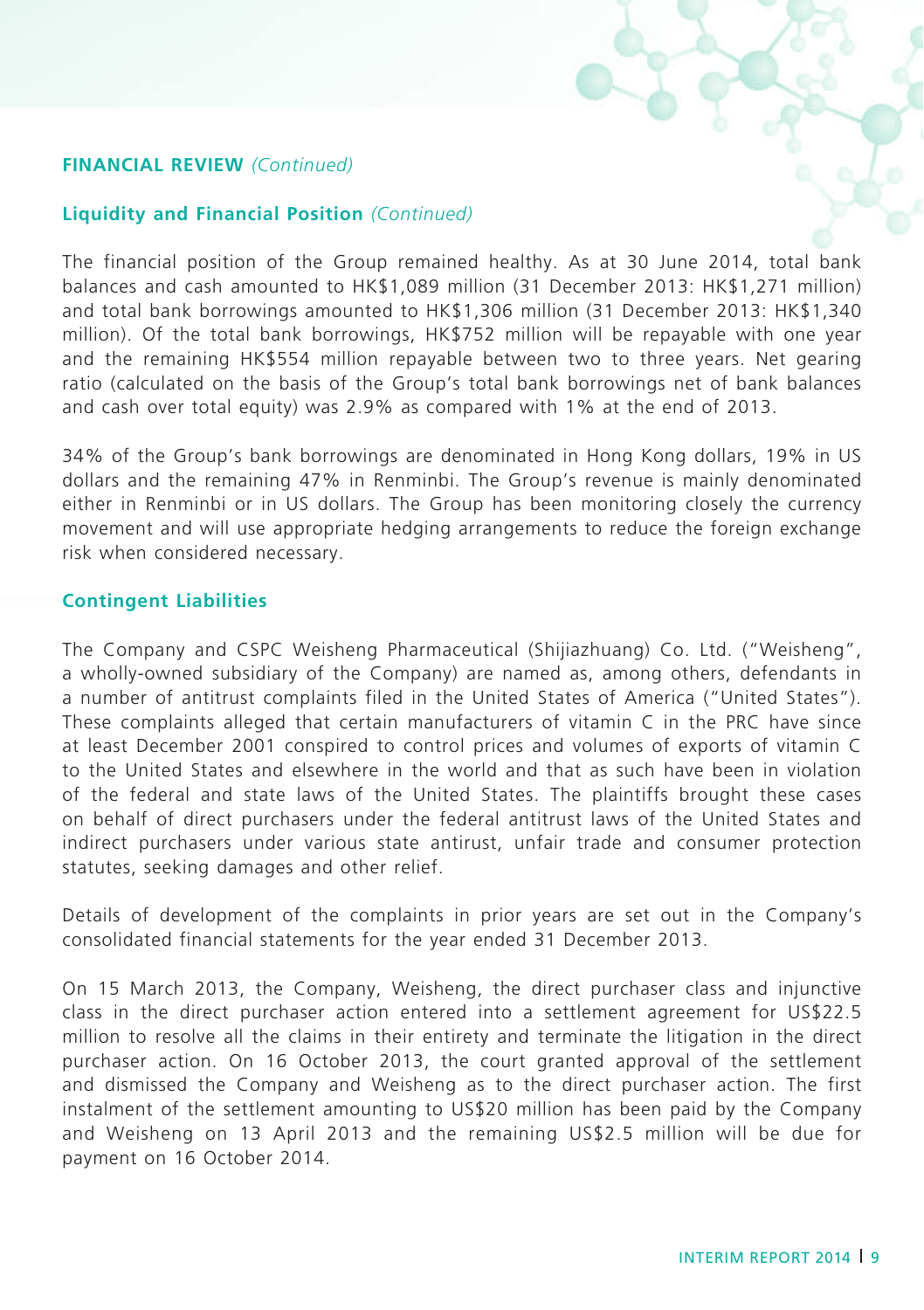## FINANCIAL REVIEW *(Continued)*

### Liquidity and Financial Position *(Continued)*

The financial position of the Group remained healthy. As at 30 June 2014, total bank balances and cash amounted to HK$1,089 million (31 December 2013: HK$1,271 million) and total bank borrowings amounted to HK$1,306 million (31 December 2013: HK$1,340 million). Of the total bank borrowings, HK$752 million will be repayable with one year and the remaining HK$554 million repayable between two to three years. Net gearing ratio (calculated on the basis of the Group's total bank borrowings net of bank balances and cash over total equity) was 2.9% as compared with 1% at the end of 2013.

34% of the Group's bank borrowings are denominated in Hong Kong dollars, 19% in US dollars and the remaining 47% in Renminbi. The Group's revenue is mainly denominated either in Renminbi or in US dollars. The Group has been monitoring closely the currency movement and will use appropriate hedging arrangements to reduce the foreign exchange risk when considered necessary.

### Contingent Liabilities

The Company and CSPC Weisheng Pharmaceutical (Shijiazhuang) Co. Ltd. ("Weisheng", a wholly-owned subsidiary of the Company) are named as, among others, defendants in a number of antitrust complaints filed in the United States of America ("United States"). These complaints alleged that certain manufacturers of vitamin C in the PRC have since at least December 2001 conspired to control prices and volumes of exports of vitamin C to the United States and elsewhere in the world and that as such have been in violation of the federal and state laws of the United States. The plaintiffs brought these cases on behalf of direct purchasers under the federal antitrust laws of the United States and indirect purchasers under various state antitrust, unfair trade and consumer protection statutes, seeking damages and other relief.

Details of development of the complaints in prior years are set out in the Company's consolidated financial statements for the year ended 31 December 2013.

On 15 March 2013, the Company, Weisheng, the direct purchaser class and injunctive class in the direct purchaser action entered into a settlement agreement for US$22.5 million to resolve all the claims in their entirety and terminate the litigation in the direct purchaser action. On 16 October 2013, the court granted approval of the settlement and dismissed the Company and Weisheng as to the direct purchaser action. The first instalment of the settlement amounting to US$20 million has been paid by the Company and Weisheng on 13 April 2013 and the remaining US$2.5 million will be due for payment on 16 October 2014.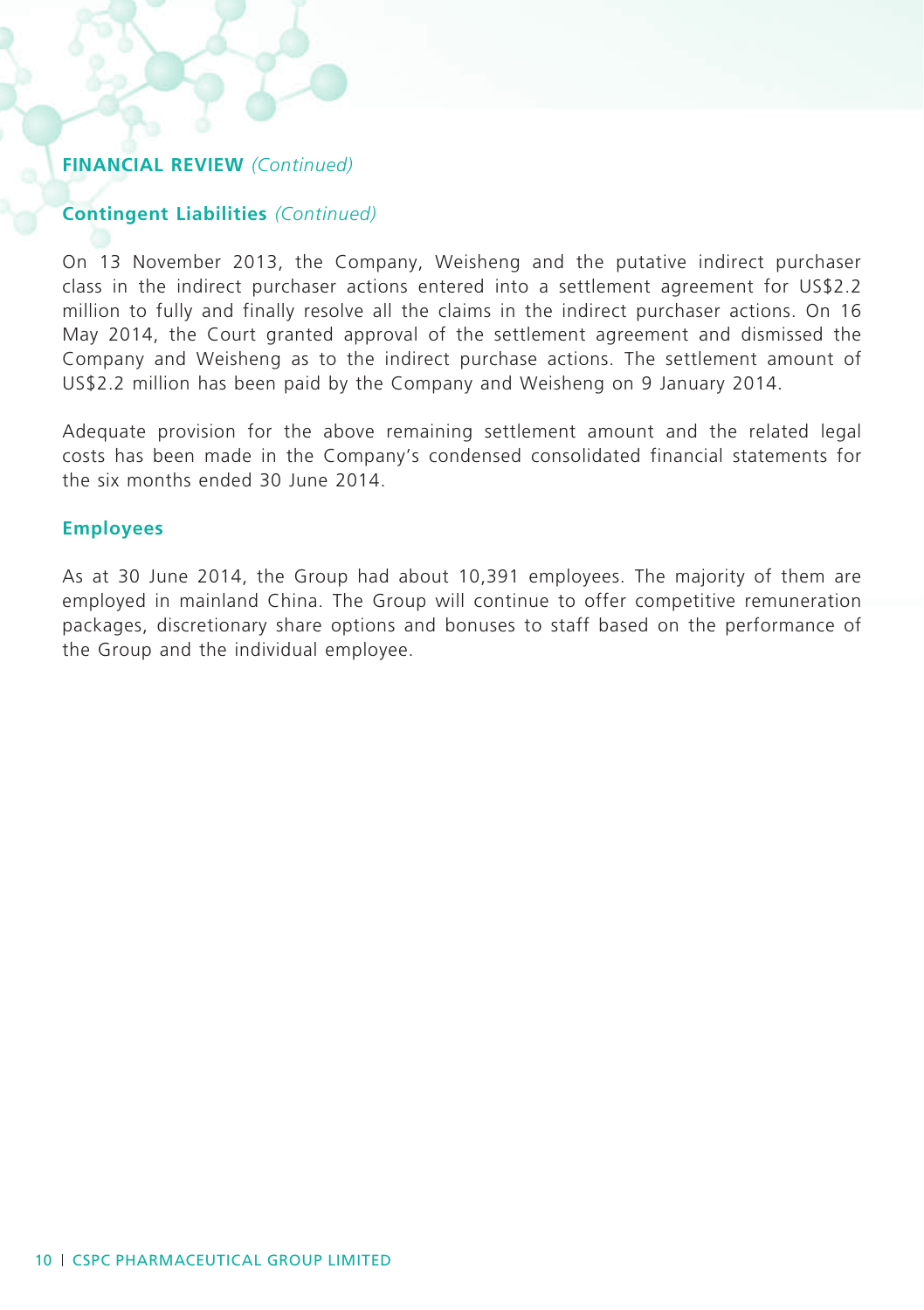## FINANCIAL REVIEW *(Continued)*

### Contingent Liabilities *(Continued)*

On 13 November 2013, the Company, Weisheng and the putative indirect purchaser class in the indirect purchaser actions entered into a settlement agreement for US$2.2 million to fully and finally resolve all the claims in the indirect purchaser actions. On 16 May 2014, the Court granted approval of the settlement agreement and dismissed the Company and Weisheng as to the indirect purchase actions. The settlement amount of US$2.2 million has been paid by the Company and Weisheng on 9 January 2014.

Adequate provision for the above remaining settlement amount and the related legal costs has been made in the Company's condensed consolidated financial statements for the six months ended 30 June 2014.

### Employees

As at 30 June 2014, the Group had about 10,391 employees. The majority of them are employed in mainland China. The Group will continue to offer competitive remuneration packages, discretionary share options and bonuses to staff based on the performance of the Group and the individual employee.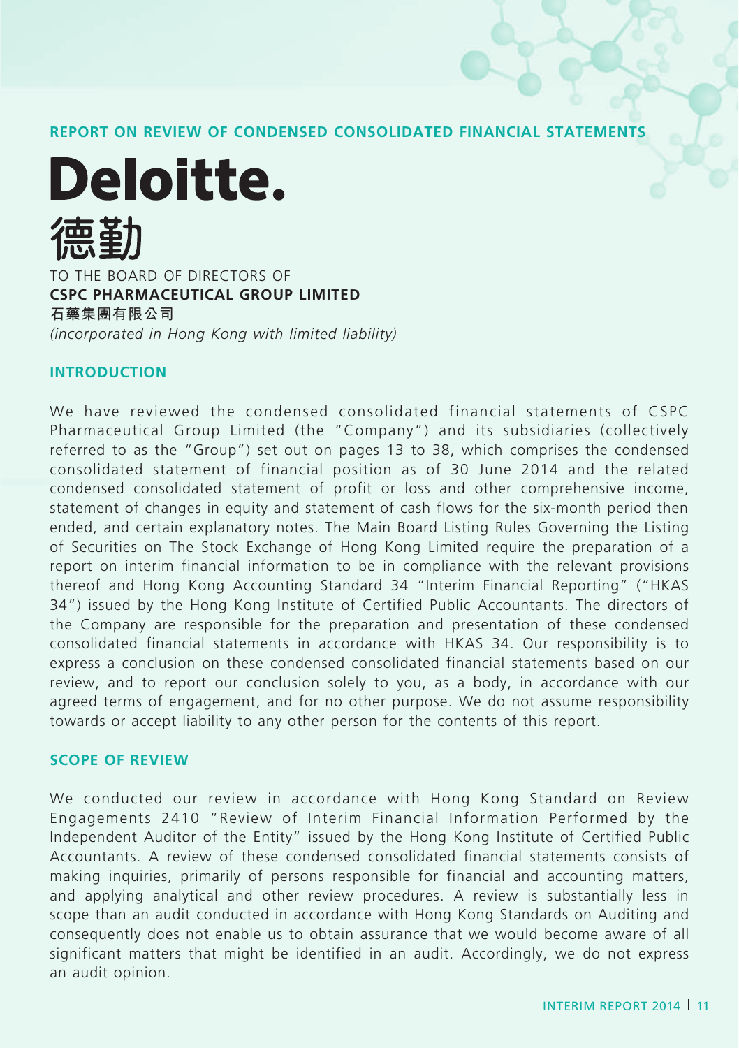## REPORT ON REVIEW OF CONDENSED CONSOLIDATED FINANCIAL STATEMENTS

**Deloitte.**

**德勤**

TO THE BOARD OF DIRECTORS OF
**CSPC PHARMACEUTICAL GROUP LIMITED**
**石藥集團有限公司**
*(incorporated in Hong Kong with limited liability)*

### INTRODUCTION

We have reviewed the condensed consolidated financial statements of CSPC Pharmaceutical Group Limited (the "Company") and its subsidiaries (collectively referred to as the "Group") set out on pages 13 to 38, which comprises the condensed consolidated statement of financial position as of 30 June 2014 and the related condensed consolidated statement of profit or loss and other comprehensive income, statement of changes in equity and statement of cash flows for the six-month period then ended, and certain explanatory notes. The Main Board Listing Rules Governing the Listing of Securities on The Stock Exchange of Hong Kong Limited require the preparation of a report on interim financial information to be in compliance with the relevant provisions thereof and Hong Kong Accounting Standard 34 "Interim Financial Reporting" ("HKAS 34") issued by the Hong Kong Institute of Certified Public Accountants. The directors of the Company are responsible for the preparation and presentation of these condensed consolidated financial statements in accordance with HKAS 34. Our responsibility is to express a conclusion on these condensed consolidated financial statements based on our review, and to report our conclusion solely to you, as a body, in accordance with our agreed terms of engagement, and for no other purpose. We do not assume responsibility towards or accept liability to any other person for the contents of this report.

### SCOPE OF REVIEW

We conducted our review in accordance with Hong Kong Standard on Review Engagements 2410 "Review of Interim Financial Information Performed by the Independent Auditor of the Entity" issued by the Hong Kong Institute of Certified Public Accountants. A review of these condensed consolidated financial statements consists of making inquiries, primarily of persons responsible for financial and accounting matters, and applying analytical and other review procedures. A review is substantially less in scope than an audit conducted in accordance with Hong Kong Standards on Auditing and consequently does not enable us to obtain assurance that we would become aware of all significant matters that might be identified in an audit. Accordingly, we do not express an audit opinion.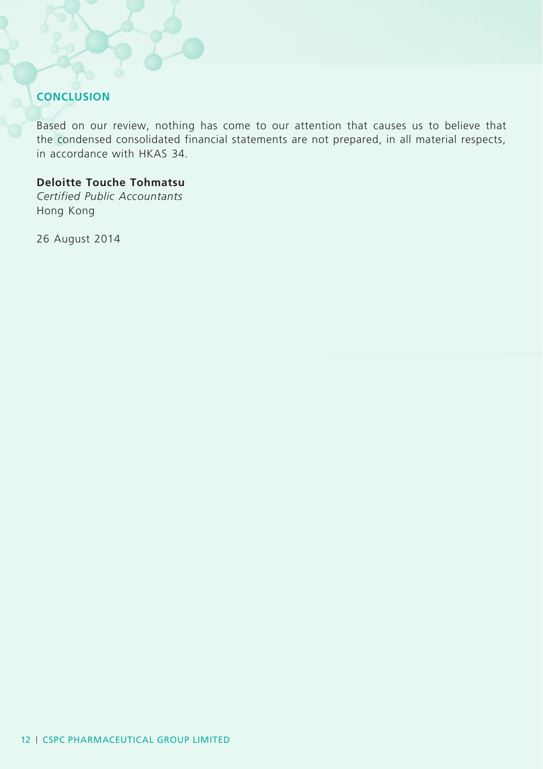## CONCLUSION

Based on our review, nothing has come to our attention that causes us to believe that the condensed consolidated financial statements are not prepared, in all material respects, in accordance with HKAS 34.

**Deloitte Touche Tohmatsu**
*Certified Public Accountants*
Hong Kong

26 August 2014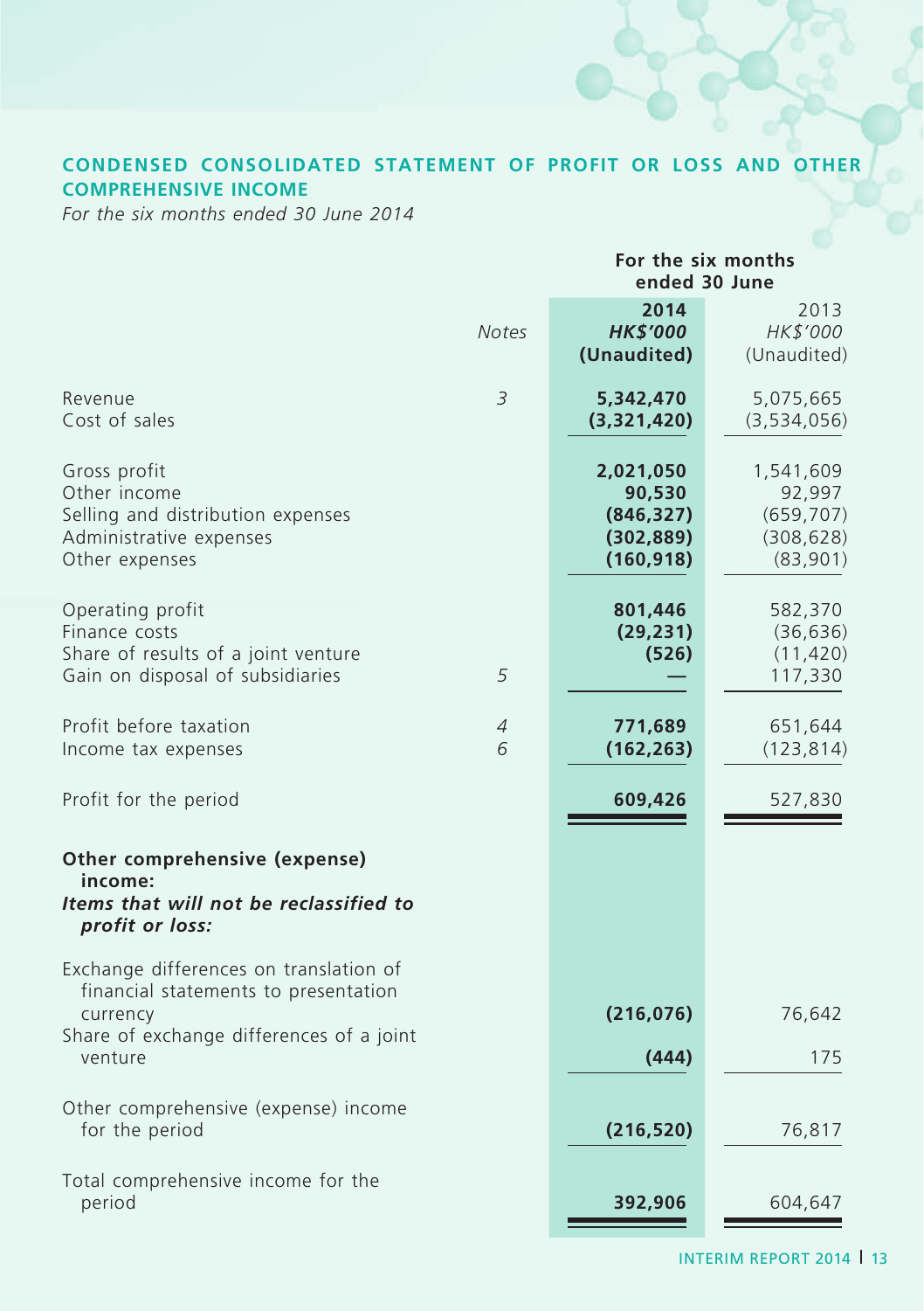## CONDENSED CONSOLIDATED STATEMENT OF PROFIT OR LOSS AND OTHER COMPREHENSIVE INCOME

*For the six months ended 30 June 2014*

| | Notes | For the six months ended 30 June | |
|---|---|---|---|
| | | **2014** | 2013 |
| | | ***HK$'000*** | *HK$'000* |
| | | **(Unaudited)** | (Unaudited) |
| Revenue | 3 | **5,342,470** | 5,075,665 |
| Cost of sales | | **(3,321,420)** | (3,534,056) |
| Gross profit | | **2,021,050** | 1,541,609 |
| Other income | | **90,530** | 92,997 |
| Selling and distribution expenses | | **(846,327)** | (659,707) |
| Administrative expenses | | **(302,889)** | (308,628) |
| Other expenses | | **(160,918)** | (83,901) |
| Operating profit | | **801,446** | 582,370 |
| Finance costs | | **(29,231)** | (36,636) |
| Share of results of a joint venture | | **(526)** | (11,420) |
| Gain on disposal of subsidiaries | 5 | **—** | 117,330 |
| Profit before taxation | 4 | **771,689** | 651,644 |
| Income tax expenses | 6 | **(162,263)** | (123,814) |
| Profit for the period | | **609,426** | 527,830 |
| **Other comprehensive (expense) income:** | | | |
| ***Items that will not be reclassified to profit or loss:*** | | | |
| Exchange differences on translation of financial statements to presentation currency | | **(216,076)** | 76,642 |
| Share of exchange differences of a joint venture | | **(444)** | 175 |
| Other comprehensive (expense) income for the period | | **(216,520)** | 76,817 |
| Total comprehensive income for the period | | **392,906** | 604,647 |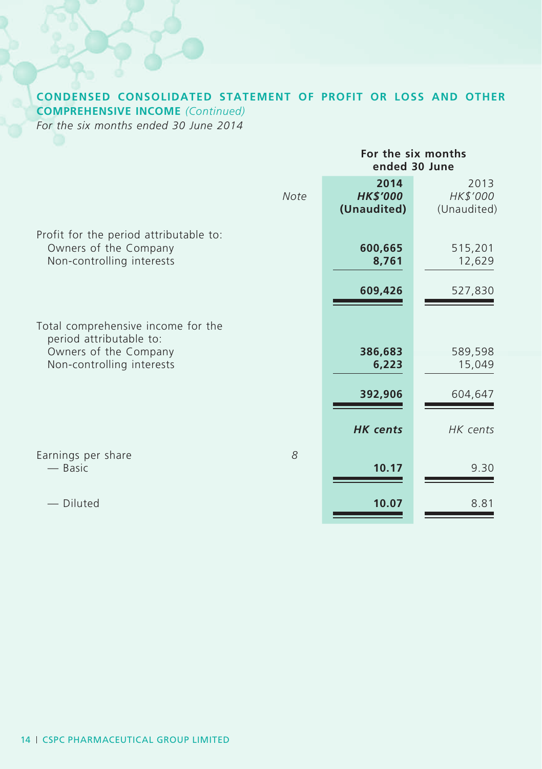## CONDENSED CONSOLIDATED STATEMENT OF PROFIT OR LOSS AND OTHER COMPREHENSIVE INCOME *(Continued)*

*For the six months ended 30 June 2014*

| | Note | For the six months ended 30 June | |
|---|---|---|---|
| | | **2014** | 2013 |
| | | ***HK$'000*** | *HK$'000* |
| | | **(Unaudited)** | (Unaudited) |
| Profit for the period attributable to: | | | |
| Owners of the Company | | **600,665** | 515,201 |
| Non-controlling interests | | **8,761** | 12,629 |
| | | **609,426** | 527,830 |
| Total comprehensive income for the period attributable to: | | | |
| Owners of the Company | | **386,683** | 589,598 |
| Non-controlling interests | | **6,223** | 15,049 |
| | | **392,906** | 604,647 |
| | | ***HK cents*** | *HK cents* |
| Earnings per share | *8* | | |
| — Basic | | **10.17** | 9.30 |
| — Diluted | | **10.07** | 8.81 |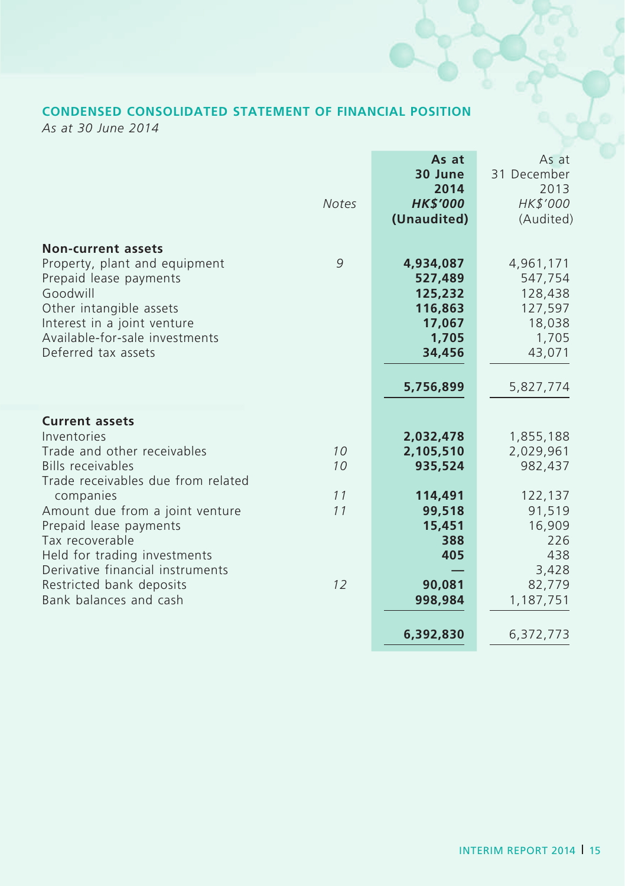## CONDENSED CONSOLIDATED STATEMENT OF FINANCIAL POSITION

*As at 30 June 2014*

| | Notes | As at 30 June 2014 HK$'000 (Unaudited) | As at 31 December 2013 HK$'000 (Audited) |
|---|---|---|---|
| **Non-current assets** | | | |
| Property, plant and equipment | 9 | **4,934,087** | 4,961,171 |
| Prepaid lease payments | | **527,489** | 547,754 |
| Goodwill | | **125,232** | 128,438 |
| Other intangible assets | | **116,863** | 127,597 |
| Interest in a joint venture | | **17,067** | 18,038 |
| Available-for-sale investments | | **1,705** | 1,705 |
| Deferred tax assets | | **34,456** | 43,071 |
| | | **5,756,899** | 5,827,774 |
| **Current assets** | | | |
| Inventories | | **2,032,478** | 1,855,188 |
| Trade and other receivables | 10 | **2,105,510** | 2,029,961 |
| Bills receivables | 10 | **935,524** | 982,437 |
| Trade receivables due from related companies | 11 | **114,491** | 122,137 |
| Amount due from a joint venture | 11 | **99,518** | 91,519 |
| Prepaid lease payments | | **15,451** | 16,909 |
| Tax recoverable | | **388** | 226 |
| Held for trading investments | | **405** | 438 |
| Derivative financial instruments | | **—** | 3,428 |
| Restricted bank deposits | 12 | **90,081** | 82,779 |
| Bank balances and cash | | **998,984** | 1,187,751 |
| | | **6,392,830** | 6,372,773 |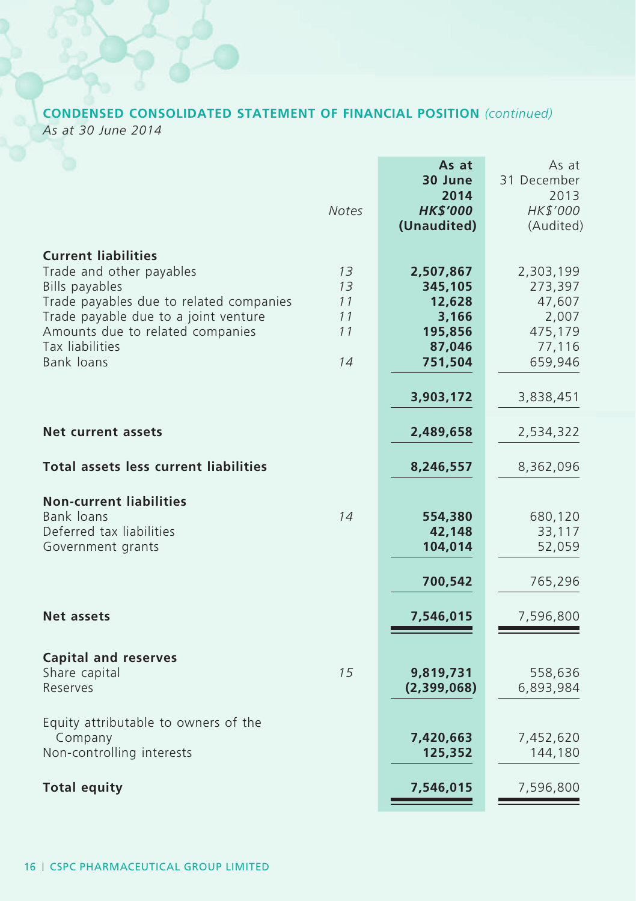## CONDENSED CONSOLIDATED STATEMENT OF FINANCIAL POSITION *(continued)*

*As at 30 June 2014*

| | Notes | As at 30 June 2014 HK$'000 (Unaudited) | As at 31 December 2013 HK$'000 (Audited) |
|---|---|---|---|
| **Current liabilities** | | | |
| Trade and other payables | 13 | **2,507,867** | 2,303,199 |
| Bills payables | 13 | **345,105** | 273,397 |
| Trade payables due to related companies | 11 | **12,628** | 47,607 |
| Trade payable due to a joint venture | 11 | **3,166** | 2,007 |
| Amounts due to related companies | 11 | **195,856** | 475,179 |
| Tax liabilities | | **87,046** | 77,116 |
| Bank loans | 14 | **751,504** | 659,946 |
| | | **3,903,172** | 3,838,451 |
| **Net current assets** | | **2,489,658** | 2,534,322 |
| **Total assets less current liabilities** | | **8,246,557** | 8,362,096 |
| **Non-current liabilities** | | | |
| Bank loans | 14 | **554,380** | 680,120 |
| Deferred tax liabilities | | **42,148** | 33,117 |
| Government grants | | **104,014** | 52,059 |
| | | **700,542** | 765,296 |
| **Net assets** | | **7,546,015** | 7,596,800 |
| **Capital and reserves** | | | |
| Share capital | 15 | **9,819,731** | 558,636 |
| Reserves | | **(2,399,068)** | 6,893,984 |
| Equity attributable to owners of the Company | | **7,420,663** | 7,452,620 |
| Non-controlling interests | | **125,352** | 144,180 |
| **Total equity** | | **7,546,015** | 7,596,800 |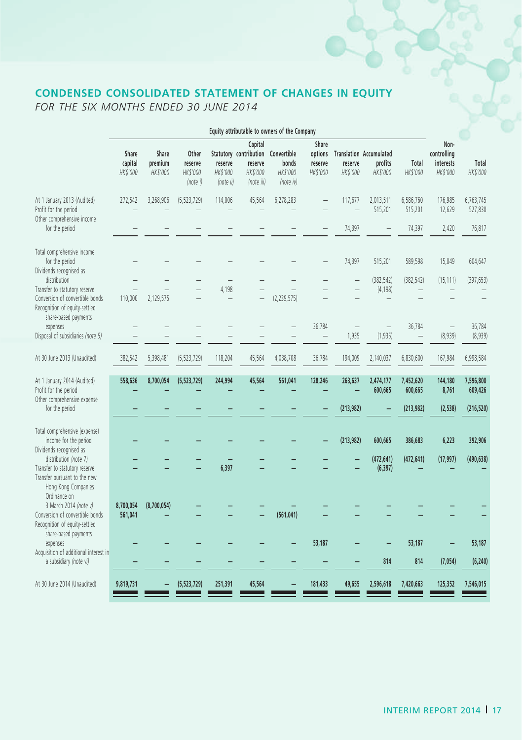## CONDENSED CONSOLIDATED STATEMENT OF CHANGES IN EQUITY

*FOR THE SIX MONTHS ENDED 30 JUNE 2014*

| | Equity attributable to owners of the Company | | | | | | | | | | Non-controlling interests HK$'000 | Total HK$'000 |
|---|---|---|---|---|---|---|---|---|---|---|---|---|
| | Share capital HK$'000 | Share premium HK$'000 | Other reserve HK$'000 (note i) | Statutory reserve HK$'000 (note ii) | Capital contribution reserve HK$'000 (note iii) | Convertible bonds HK$'000 (note iv) | Share options reserve HK$'000 | Translation reserve HK$'000 | Accumulated profits HK$'000 | Total HK$'000 | | |
| At 1 January 2013 (Audited) | 272,542 | 3,268,906 | (5,523,729) | 114,006 | 45,564 | 6,278,283 | – | 117,677 | 2,013,511 | 6,586,760 | 176,985 | 6,763,745 |
| Profit for the period | – | – | – | – | – | – | – | – | 515,201 | 515,201 | 12,629 | 527,830 |
| Other comprehensive income for the period | – | – | – | – | – | – | – | 74,397 | – | 74,397 | 2,420 | 76,817 |
| Total comprehensive income for the period | – | – | – | – | – | – | – | 74,397 | 515,201 | 589,598 | 15,049 | 604,647 |
| Dividends recognised as distribution | – | – | – | – | – | – | – | – | (382,542) | (382,542) | (15,111) | (397,653) |
| Transfer to statutory reserve | – | – | – | 4,198 | – | – | – | – | (4,198) | – | – | – |
| Conversion of convertible bonds | 110,000 | 2,129,575 | – | – | – | (2,239,575) | – | – | – | – | – | – |
| Recognition of equity-settled share-based payments expenses | – | – | – | – | – | – | 36,784 | – | – | 36,784 | – | 36,784 |
| Disposal of subsidiaries *(note 5)* | – | – | – | – | – | – | – | 1,935 | (1,935) | – | (8,939) | (8,939) |
| At 30 June 2013 (Unaudited) | 382,542 | 5,398,481 | (5,523,729) | 118,204 | 45,564 | 4,038,708 | 36,784 | 194,009 | 2,140,037 | 6,830,600 | 167,984 | 6,998,584 |
| **At 1 January 2014 (Audited)** | **558,636** | **8,700,054** | **(5,523,729)** | **244,994** | **45,564** | **561,041** | **128,246** | **263,637** | **2,474,177** | **7,452,620** | **144,180** | **7,596,800** |
| Profit for the period | **–** | **–** | **–** | **–** | **–** | **–** | **–** | **–** | **600,665** | **600,665** | **8,761** | **609,426** |
| Other comprehensive expense for the period | **–** | **–** | **–** | **–** | **–** | **–** | **–** | **(213,982)** | **–** | **(213,982)** | **(2,538)** | **(216,520)** |
| Total comprehensive (expense) income for the period | **–** | **–** | **–** | **–** | **–** | **–** | **–** | **(213,982)** | **600,665** | **386,683** | **6,223** | **392,906** |
| Dividends recognised as distribution *(note 7)* | **–** | **–** | **–** | **–** | **–** | **–** | **–** | **–** | **(472,641)** | **(472,641)** | **(17,997)** | **(490,638)** |
| Transfer to statutory reserve | **–** | **–** | **–** | **6,397** | **–** | **–** | **–** | **–** | **(6,397)** | **–** | **–** | **–** |
| Transfer pursuant to the new Hong Kong Companies Ordinance on 3 March 2014 *(note v)* | **8,700,054** | **(8,700,054)** | **–** | **–** | **–** | **–** | **–** | **–** | **–** | **–** | **–** | **–** |
| Conversion of convertible bonds | **561,041** | **–** | **–** | **–** | **–** | **(561,041)** | **–** | **–** | **–** | **–** | **–** | **–** |
| Recognition of equity-settled share-based payments expenses | **–** | **–** | **–** | **–** | **–** | **–** | **53,187** | **–** | **–** | **53,187** | **–** | **53,187** |
| Acquisition of additional interest in a subsidiary *(note vi)* | **–** | **–** | **–** | **–** | **–** | **–** | **–** | **–** | **814** | **814** | **(7,054)** | **(6,240)** |
| At 30 June 2014 (Unaudited) | **9,819,731** | **–** | **(5,523,729)** | **251,391** | **45,564** | **–** | **181,433** | **49,655** | **2,596,618** | **7,420,663** | **125,352** | **7,546,015** |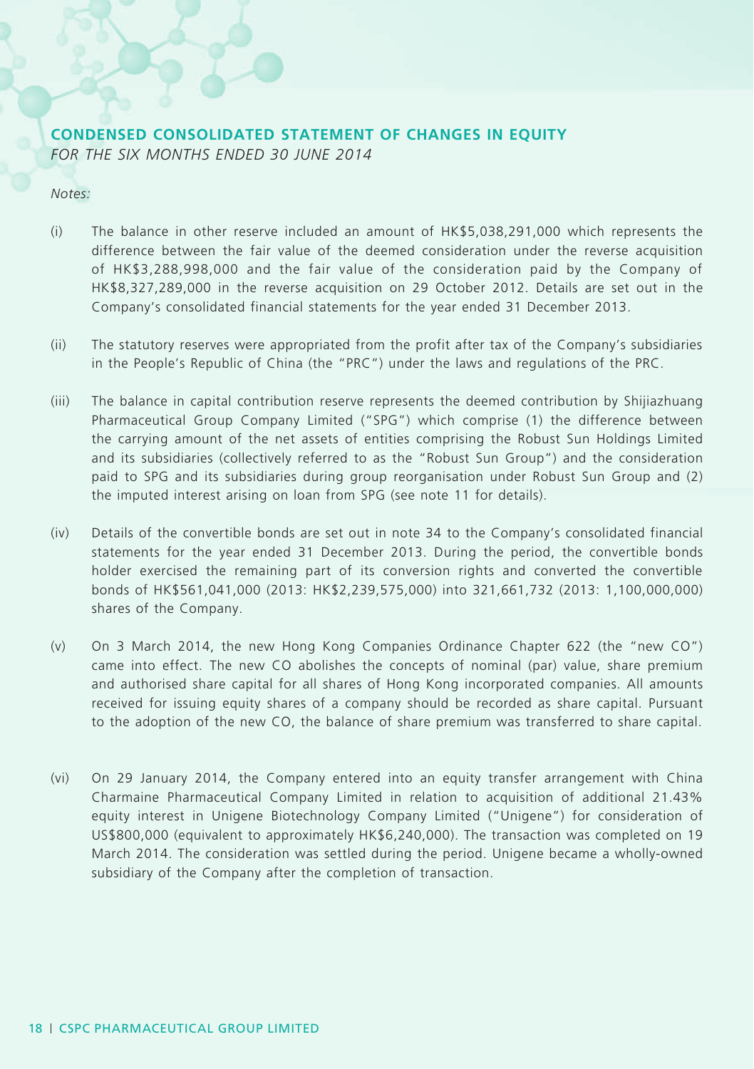## CONDENSED CONSOLIDATED STATEMENT OF CHANGES IN EQUITY

*FOR THE SIX MONTHS ENDED 30 JUNE 2014*

*Notes:*

(i) The balance in other reserve included an amount of HK$5,038,291,000 which represents the difference between the fair value of the deemed consideration under the reverse acquisition of HK$3,288,998,000 and the fair value of the consideration paid by the Company of HK$8,327,289,000 in the reverse acquisition on 29 October 2012. Details are set out in the Company's consolidated financial statements for the year ended 31 December 2013.

(ii) The statutory reserves were appropriated from the profit after tax of the Company's subsidiaries in the People's Republic of China (the "PRC") under the laws and regulations of the PRC.

(iii) The balance in capital contribution reserve represents the deemed contribution by Shijiazhuang Pharmaceutical Group Company Limited ("SPG") which comprise (1) the difference between the carrying amount of the net assets of entities comprising the Robust Sun Holdings Limited and its subsidiaries (collectively referred to as the "Robust Sun Group") and the consideration paid to SPG and its subsidiaries during group reorganisation under Robust Sun Group and (2) the imputed interest arising on loan from SPG (see note 11 for details).

(iv) Details of the convertible bonds are set out in note 34 to the Company's consolidated financial statements for the year ended 31 December 2013. During the period, the convertible bonds holder exercised the remaining part of its conversion rights and converted the convertible bonds of HK$561,041,000 (2013: HK$2,239,575,000) into 321,661,732 (2013: 1,100,000,000) shares of the Company.

(v) On 3 March 2014, the new Hong Kong Companies Ordinance Chapter 622 (the "new CO") came into effect. The new CO abolishes the concepts of nominal (par) value, share premium and authorised share capital for all shares of Hong Kong incorporated companies. All amounts received for issuing equity shares of a company should be recorded as share capital. Pursuant to the adoption of the new CO, the balance of share premium was transferred to share capital.

(vi) On 29 January 2014, the Company entered into an equity transfer arrangement with China Charmaine Pharmaceutical Company Limited in relation to acquisition of additional 21.43% equity interest in Unigene Biotechnology Company Limited ("Unigene") for consideration of US$800,000 (equivalent to approximately HK$6,240,000). The transaction was completed on 19 March 2014. The consideration was settled during the period. Unigene became a wholly-owned subsidiary of the Company after the completion of transaction.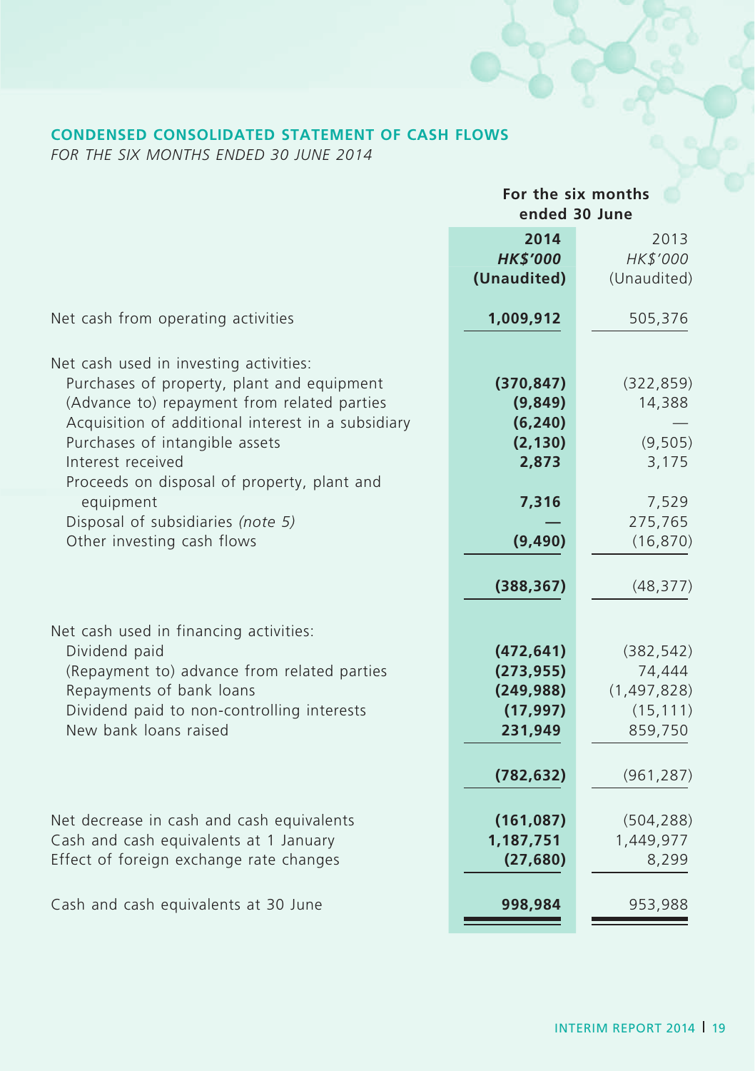## CONDENSED CONSOLIDATED STATEMENT OF CASH FLOWS

*FOR THE SIX MONTHS ENDED 30 JUNE 2014*

| | For the six months ended 30 June | |
|---|---|---|
| | **2014** | 2013 |
| | ***HK$'000*** | *HK$'000* |
| | **(Unaudited)** | (Unaudited) |
| Net cash from operating activities | **1,009,912** | 505,376 |
| Net cash used in investing activities: | | |
| Purchases of property, plant and equipment | **(370,847)** | (322,859) |
| (Advance to) repayment from related parties | **(9,849)** | 14,388 |
| Acquisition of additional interest in a subsidiary | **(6,240)** | — |
| Purchases of intangible assets | **(2,130)** | (9,505) |
| Interest received | **2,873** | 3,175 |
| Proceeds on disposal of property, plant and equipment | **7,316** | 7,529 |
| Disposal of subsidiaries *(note 5)* | **—** | 275,765 |
| Other investing cash flows | **(9,490)** | (16,870) |
| | **(388,367)** | (48,377) |
| Net cash used in financing activities: | | |
| Dividend paid | **(472,641)** | (382,542) |
| (Repayment to) advance from related parties | **(273,955)** | 74,444 |
| Repayments of bank loans | **(249,988)** | (1,497,828) |
| Dividend paid to non-controlling interests | **(17,997)** | (15,111) |
| New bank loans raised | **231,949** | 859,750 |
| | **(782,632)** | (961,287) |
| Net decrease in cash and cash equivalents | **(161,087)** | (504,288) |
| Cash and cash equivalents at 1 January | **1,187,751** | 1,449,977 |
| Effect of foreign exchange rate changes | **(27,680)** | 8,299 |
| Cash and cash equivalents at 30 June | **998,984** | 953,988 |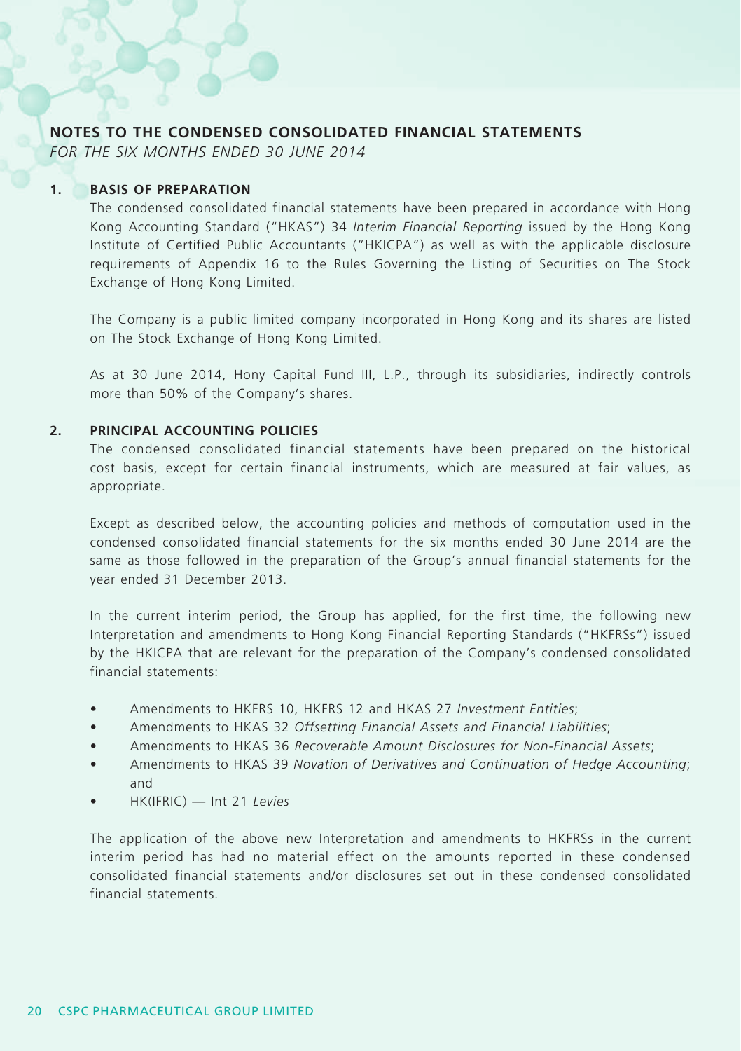## NOTES TO THE CONDENSED CONSOLIDATED FINANCIAL STATEMENTS

*FOR THE SIX MONTHS ENDED 30 JUNE 2014*

### 1. BASIS OF PREPARATION

The condensed consolidated financial statements have been prepared in accordance with Hong Kong Accounting Standard ("HKAS") 34 *Interim Financial Reporting* issued by the Hong Kong Institute of Certified Public Accountants ("HKICPA") as well as with the applicable disclosure requirements of Appendix 16 to the Rules Governing the Listing of Securities on The Stock Exchange of Hong Kong Limited.

The Company is a public limited company incorporated in Hong Kong and its shares are listed on The Stock Exchange of Hong Kong Limited.

As at 30 June 2014, Hony Capital Fund III, L.P., through its subsidiaries, indirectly controls more than 50% of the Company's shares.

### 2. PRINCIPAL ACCOUNTING POLICIES

The condensed consolidated financial statements have been prepared on the historical cost basis, except for certain financial instruments, which are measured at fair values, as appropriate.

Except as described below, the accounting policies and methods of computation used in the condensed consolidated financial statements for the six months ended 30 June 2014 are the same as those followed in the preparation of the Group's annual financial statements for the year ended 31 December 2013.

In the current interim period, the Group has applied, for the first time, the following new Interpretation and amendments to Hong Kong Financial Reporting Standards ("HKFRSs") issued by the HKICPA that are relevant for the preparation of the Company's condensed consolidated financial statements:

- Amendments to HKFRS 10, HKFRS 12 and HKAS 27 *Investment Entities*;
- Amendments to HKAS 32 *Offsetting Financial Assets and Financial Liabilities*;
- Amendments to HKAS 36 *Recoverable Amount Disclosures for Non-Financial Assets*;
- Amendments to HKAS 39 *Novation of Derivatives and Continuation of Hedge Accounting*; and
- HK(IFRIC) — Int 21 *Levies*

The application of the above new Interpretation and amendments to HKFRSs in the current interim period has had no material effect on the amounts reported in these condensed consolidated financial statements and/or disclosures set out in these condensed consolidated financial statements.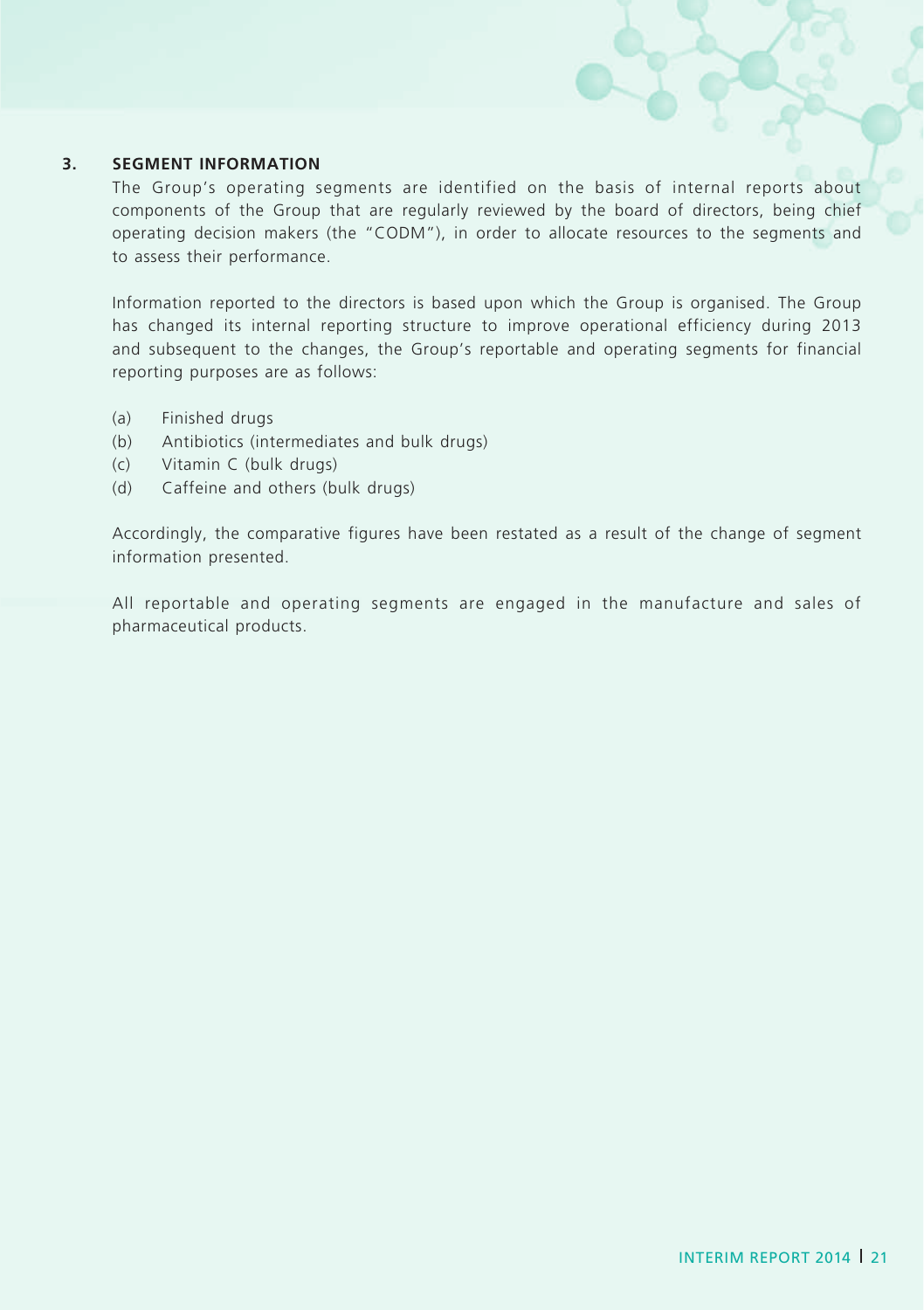## 3. SEGMENT INFORMATION

The Group's operating segments are identified on the basis of internal reports about components of the Group that are regularly reviewed by the board of directors, being chief operating decision makers (the "CODM"), in order to allocate resources to the segments and to assess their performance.

Information reported to the directors is based upon which the Group is organised. The Group has changed its internal reporting structure to improve operational efficiency during 2013 and subsequent to the changes, the Group's reportable and operating segments for financial reporting purposes are as follows:

(a) Finished drugs
(b) Antibiotics (intermediates and bulk drugs)
(c) Vitamin C (bulk drugs)
(d) Caffeine and others (bulk drugs)

Accordingly, the comparative figures have been restated as a result of the change of segment information presented.

All reportable and operating segments are engaged in the manufacture and sales of pharmaceutical products.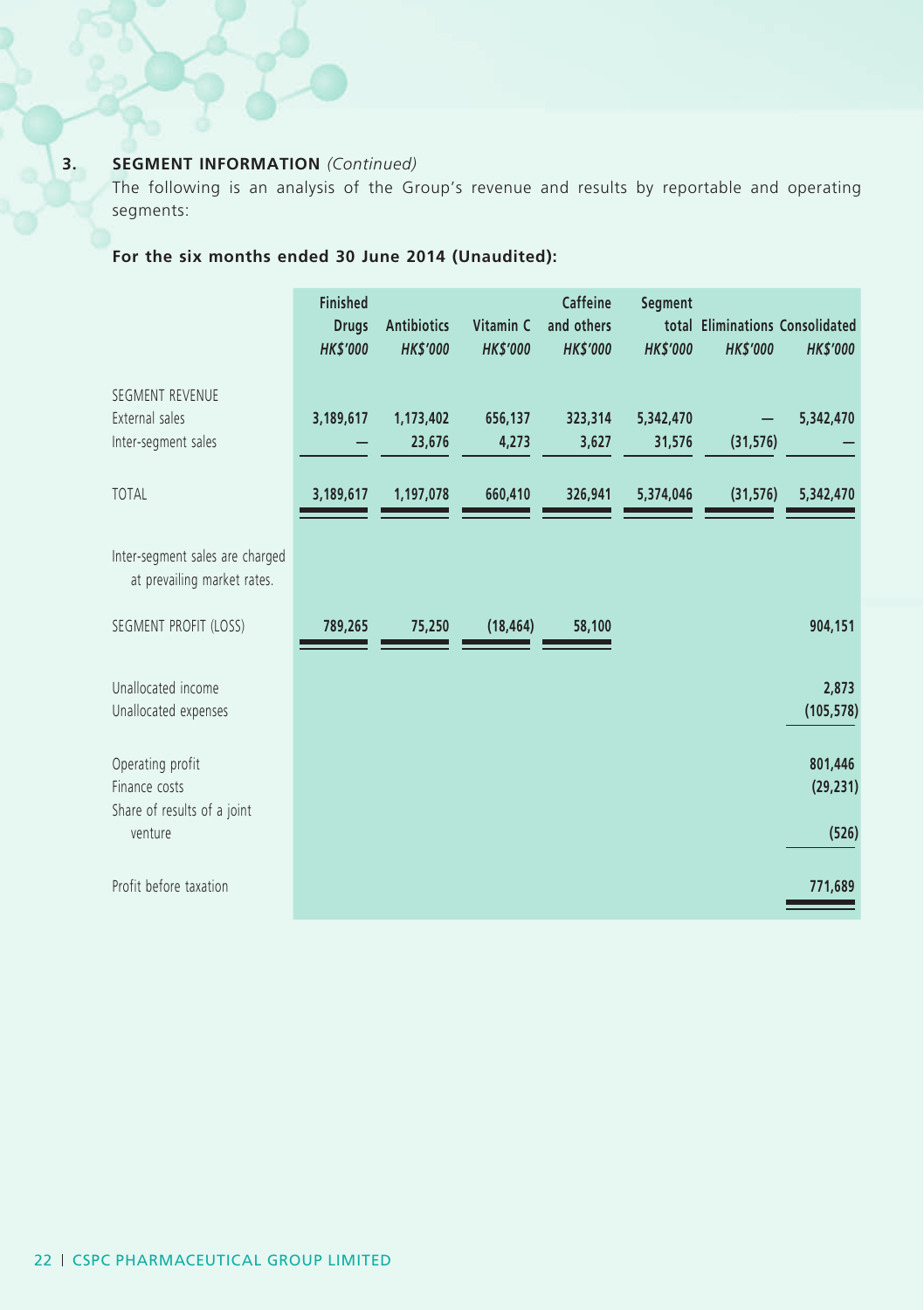### 3. SEGMENT INFORMATION *(Continued)*

The following is an analysis of the Group's revenue and results by reportable and operating segments:

**For the six months ended 30 June 2014 (Unaudited):**

| | Finished Drugs HK$'000 | Antibiotics HK$'000 | Vitamin C HK$'000 | Caffeine and others HK$'000 | Segment total HK$'000 | Eliminations HK$'000 | Consolidated HK$'000 |
|---|---|---|---|---|---|---|---|
| SEGMENT REVENUE | | | | | | | |
| External sales | 3,189,617 | 1,173,402 | 656,137 | 323,314 | 5,342,470 | — | 5,342,470 |
| Inter-segment sales | — | 23,676 | 4,273 | 3,627 | 31,576 | (31,576) | — |
| TOTAL | 3,189,617 | 1,197,078 | 660,410 | 326,941 | 5,374,046 | (31,576) | 5,342,470 |
| Inter-segment sales are charged at prevailing market rates. | | | | | | | |
| SEGMENT PROFIT (LOSS) | 789,265 | 75,250 | (18,464) | 58,100 | | | 904,151 |
| Unallocated income | | | | | | | 2,873 |
| Unallocated expenses | | | | | | | (105,578) |
| Operating profit | | | | | | | 801,446 |
| Finance costs | | | | | | | (29,231) |
| Share of results of a joint venture | | | | | | | (526) |
| Profit before taxation | | | | | | | 771,689 |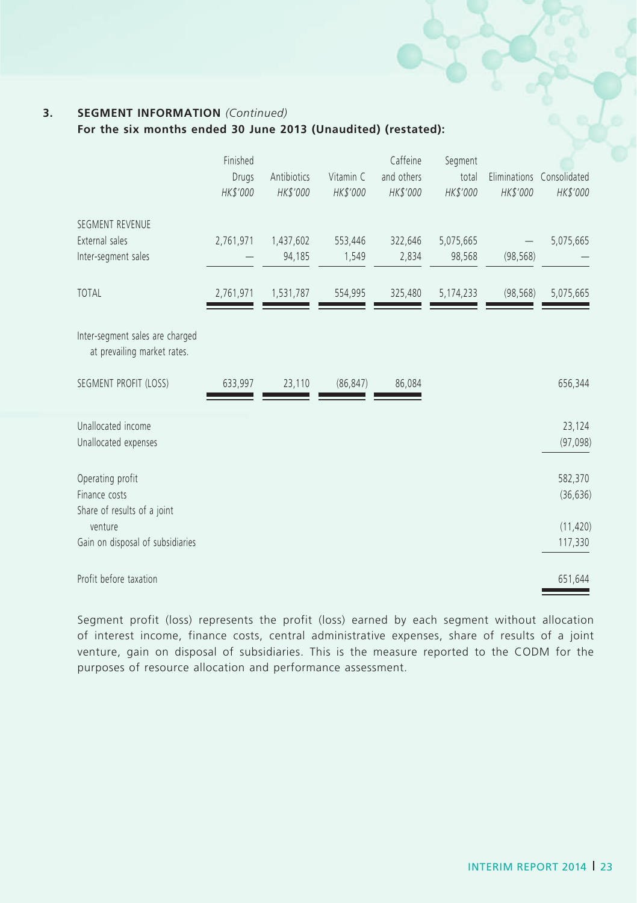### 3. SEGMENT INFORMATION *(Continued)*

**For the six months ended 30 June 2013 (Unaudited) (restated):**

| | Finished Drugs *HK$'000* | Antibiotics *HK$'000* | Vitamin C *HK$'000* | Caffeine and others *HK$'000* | Segment total *HK$'000* | Eliminations *HK$'000* | Consolidated *HK$'000* |
|---|---|---|---|---|---|---|---|
| SEGMENT REVENUE | | | | | | | |
| External sales | 2,761,971 | 1,437,602 | 553,446 | 322,646 | 5,075,665 | — | 5,075,665 |
| Inter-segment sales | — | 94,185 | 1,549 | 2,834 | 98,568 | (98,568) | — |
| TOTAL | 2,761,971 | 1,531,787 | 554,995 | 325,480 | 5,174,233 | (98,568) | 5,075,665 |
| Inter-segment sales are charged at prevailing market rates. | | | | | | | |
| SEGMENT PROFIT (LOSS) | 633,997 | 23,110 | (86,847) | 86,084 | | | 656,344 |
| Unallocated income | | | | | | | 23,124 |
| Unallocated expenses | | | | | | | (97,098) |
| Operating profit | | | | | | | 582,370 |
| Finance costs | | | | | | | (36,636) |
| Share of results of a joint venture | | | | | | | (11,420) |
| Gain on disposal of subsidiaries | | | | | | | 117,330 |
| Profit before taxation | | | | | | | 651,644 |

Segment profit (loss) represents the profit (loss) earned by each segment without allocation of interest income, finance costs, central administrative expenses, share of results of a joint venture, gain on disposal of subsidiaries. This is the measure reported to the CODM for the purposes of resource allocation and performance assessment.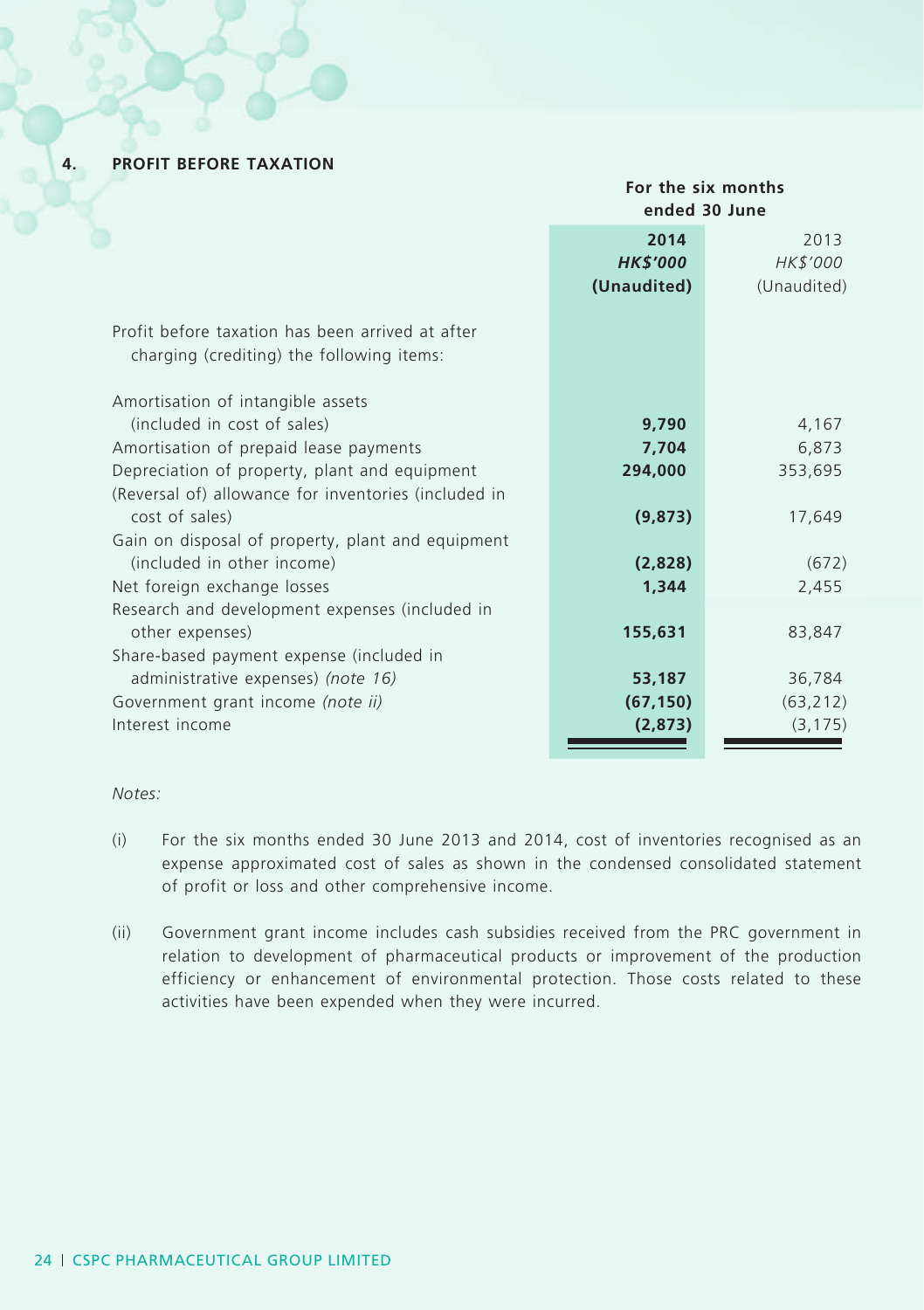## 4. PROFIT BEFORE TAXATION

| | For the six months ended 30 June | |
|---|---|---|
| | **2014** | 2013 |
| | ***HK$'000*** | *HK$'000* |
| | **(Unaudited)** | (Unaudited) |
| Profit before taxation has been arrived at after charging (crediting) the following items: | | |
| Amortisation of intangible assets (included in cost of sales) | **9,790** | 4,167 |
| Amortisation of prepaid lease payments | **7,704** | 6,873 |
| Depreciation of property, plant and equipment | **294,000** | 353,695 |
| (Reversal of) allowance for inventories (included in cost of sales) | **(9,873)** | 17,649 |
| Gain on disposal of property, plant and equipment (included in other income) | **(2,828)** | (672) |
| Net foreign exchange losses | **1,344** | 2,455 |
| Research and development expenses (included in other expenses) | **155,631** | 83,847 |
| Share-based payment expense (included in administrative expenses) *(note 16)* | **53,187** | 36,784 |
| Government grant income *(note ii)* | **(67,150)** | (63,212) |
| Interest income | **(2,873)** | (3,175) |

*Notes:*

(i) For the six months ended 30 June 2013 and 2014, cost of inventories recognised as an expense approximated cost of sales as shown in the condensed consolidated statement of profit or loss and other comprehensive income.

(ii) Government grant income includes cash subsidies received from the PRC government in relation to development of pharmaceutical products or improvement of the production efficiency or enhancement of environmental protection. Those costs related to these activities have been expended when they were incurred.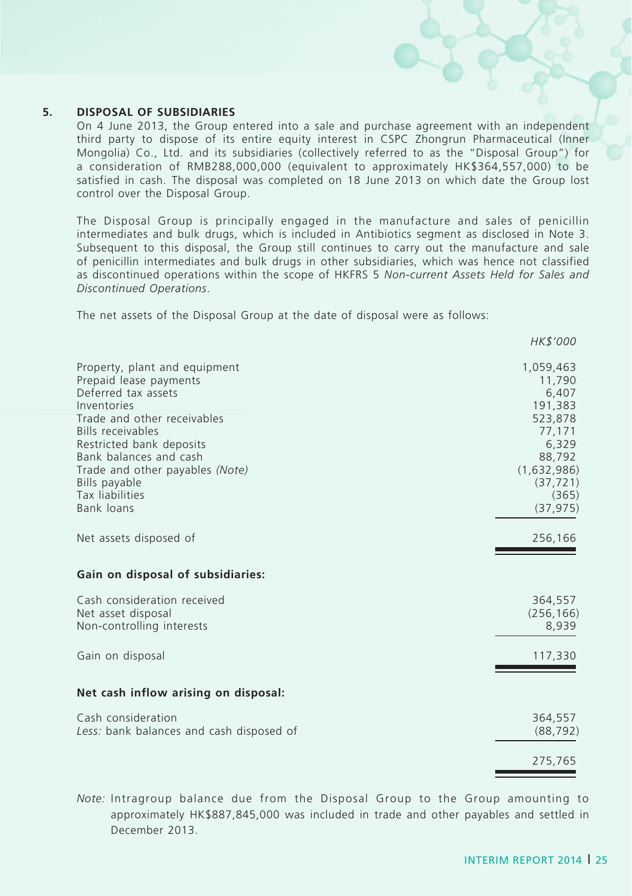## 5. DISPOSAL OF SUBSIDIARIES

On 4 June 2013, the Group entered into a sale and purchase agreement with an independent third party to dispose of its entire equity interest in CSPC Zhongrun Pharmaceutical (Inner Mongolia) Co., Ltd. and its subsidiaries (collectively referred to as the "Disposal Group") for a consideration of RMB288,000,000 (equivalent to approximately HK$364,557,000) to be satisfied in cash. The disposal was completed on 18 June 2013 on which date the Group lost control over the Disposal Group.

The Disposal Group is principally engaged in the manufacture and sales of penicillin intermediates and bulk drugs, which is included in Antibiotics segment as disclosed in Note 3. Subsequent to this disposal, the Group still continues to carry out the manufacture and sale of penicillin intermediates and bulk drugs in other subsidiaries, which was hence not classified as discontinued operations within the scope of HKFRS 5 *Non-current Assets Held for Sales and Discontinued Operations*.

The net assets of the Disposal Group at the date of disposal were as follows:

| | *HK$'000* |
|---|---|
| Property, plant and equipment | 1,059,463 |
| Prepaid lease payments | 11,790 |
| Deferred tax assets | 6,407 |
| Inventories | 191,383 |
| Trade and other receivables | 523,878 |
| Bills receivables | 77,171 |
| Restricted bank deposits | 6,329 |
| Bank balances and cash | 88,792 |
| Trade and other payables *(Note)* | (1,632,986) |
| Bills payable | (37,721) |
| Tax liabilities | (365) |
| Bank loans | (37,975) |
| Net assets disposed of | 256,166 |
| **Gain on disposal of subsidiaries:** | |
| Cash consideration received | 364,557 |
| Net asset disposal | (256,166) |
| Non-controlling interests | 8,939 |
| Gain on disposal | 117,330 |
| **Net cash inflow arising on disposal:** | |
| Cash consideration | 364,557 |
| *Less:* bank balances and cash disposed of | (88,792) |
| | 275,765 |

*Note:* Intragroup balance due from the Disposal Group to the Group amounting to approximately HK$887,845,000 was included in trade and other payables and settled in December 2013.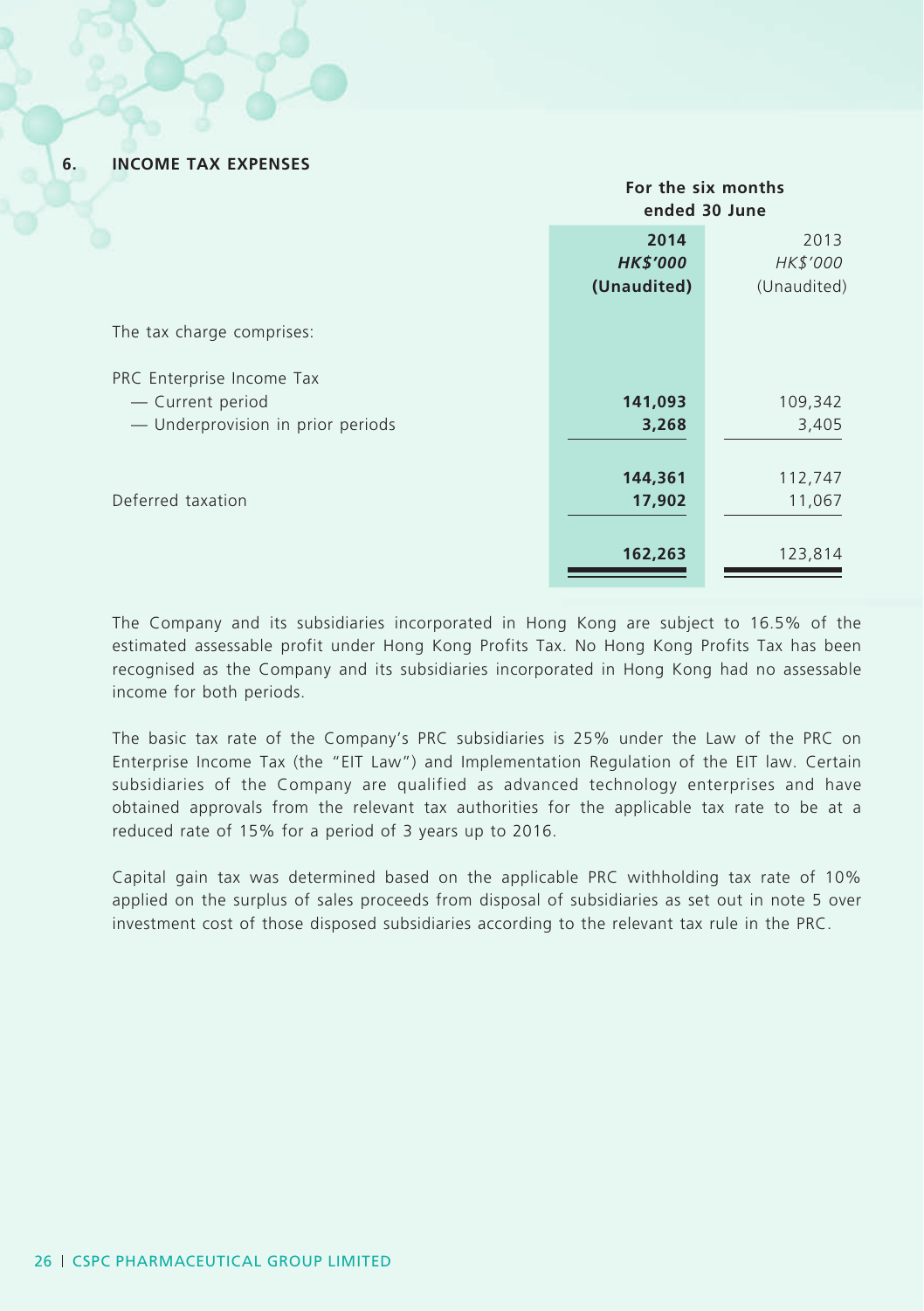## 6. INCOME TAX EXPENSES

| | For the six months ended 30 June | |
|---|---|---|
| | **2014** | 2013 |
| | ***HK$'000*** | *HK$'000* |
| | **(Unaudited)** | (Unaudited) |
| The tax charge comprises: | | |
| PRC Enterprise Income Tax | | |
| — Current period | **141,093** | 109,342 |
| — Underprovision in prior periods | **3,268** | 3,405 |
| | **144,361** | 112,747 |
| Deferred taxation | **17,902** | 11,067 |
| | **162,263** | 123,814 |

The Company and its subsidiaries incorporated in Hong Kong are subject to 16.5% of the estimated assessable profit under Hong Kong Profits Tax. No Hong Kong Profits Tax has been recognised as the Company and its subsidiaries incorporated in Hong Kong had no assessable income for both periods.

The basic tax rate of the Company's PRC subsidiaries is 25% under the Law of the PRC on Enterprise Income Tax (the "EIT Law") and Implementation Regulation of the EIT law. Certain subsidiaries of the Company are qualified as advanced technology enterprises and have obtained approvals from the relevant tax authorities for the applicable tax rate to be at a reduced rate of 15% for a period of 3 years up to 2016.

Capital gain tax was determined based on the applicable PRC withholding tax rate of 10% applied on the surplus of sales proceeds from disposal of subsidiaries as set out in note 5 over investment cost of those disposed subsidiaries according to the relevant tax rule in the PRC.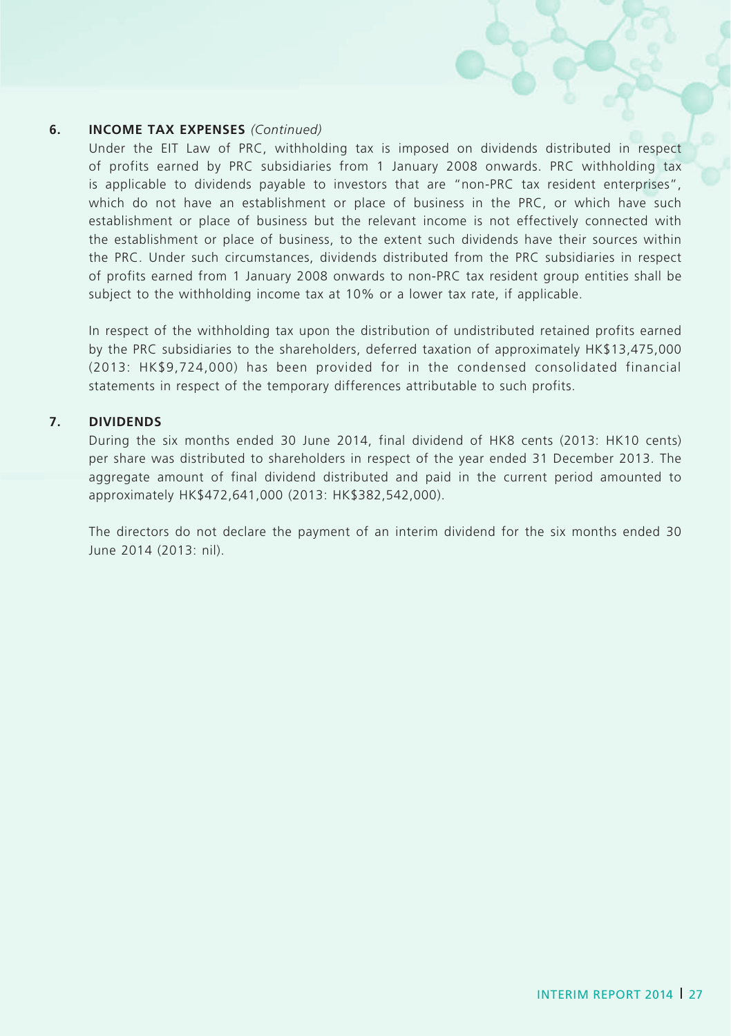## 6. INCOME TAX EXPENSES *(Continued)*

Under the EIT Law of PRC, withholding tax is imposed on dividends distributed in respect of profits earned by PRC subsidiaries from 1 January 2008 onwards. PRC withholding tax is applicable to dividends payable to investors that are "non-PRC tax resident enterprises", which do not have an establishment or place of business in the PRC, or which have such establishment or place of business but the relevant income is not effectively connected with the establishment or place of business, to the extent such dividends have their sources within the PRC. Under such circumstances, dividends distributed from the PRC subsidiaries in respect of profits earned from 1 January 2008 onwards to non-PRC tax resident group entities shall be subject to the withholding income tax at 10% or a lower tax rate, if applicable.

In respect of the withholding tax upon the distribution of undistributed retained profits earned by the PRC subsidiaries to the shareholders, deferred taxation of approximately HK$13,475,000 (2013: HK$9,724,000) has been provided for in the condensed consolidated financial statements in respect of the temporary differences attributable to such profits.

## 7. DIVIDENDS

During the six months ended 30 June 2014, final dividend of HK8 cents (2013: HK10 cents) per share was distributed to shareholders in respect of the year ended 31 December 2013. The aggregate amount of final dividend distributed and paid in the current period amounted to approximately HK$472,641,000 (2013: HK$382,542,000).

The directors do not declare the payment of an interim dividend for the six months ended 30 June 2014 (2013: nil).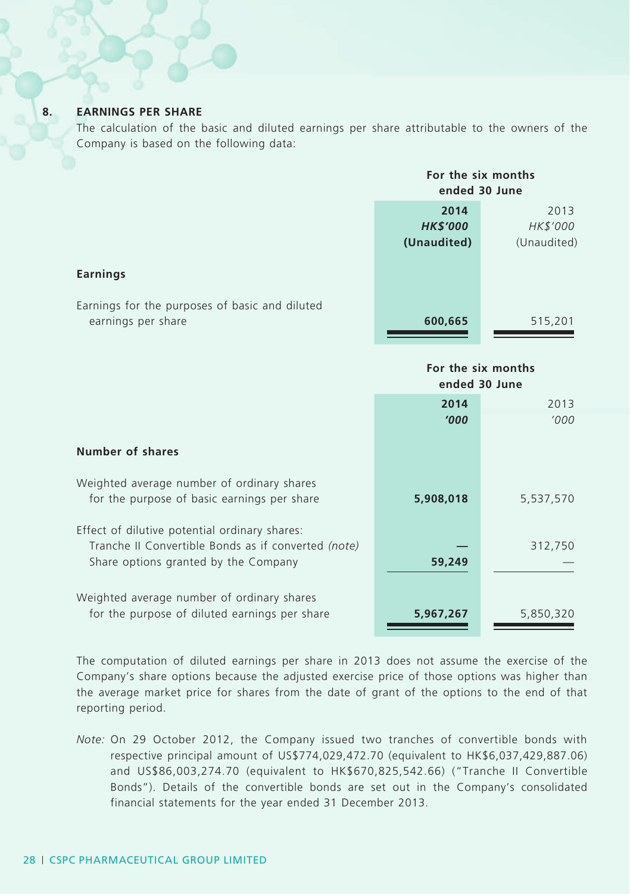## 8. EARNINGS PER SHARE

The calculation of the basic and diluted earnings per share attributable to the owners of the Company is based on the following data:

| | For the six months ended 30 June | |
|---|---|---|
| | **2014** | 2013 |
| | ***HK$'000*** | *HK$'000* |
| | **(Unaudited)** | (Unaudited) |
| **Earnings** | | |
| Earnings for the purposes of basic and diluted earnings per share | **600,665** | 515,201 |

| | For the six months ended 30 June | |
|---|---|---|
| | **2014** | 2013 |
| | ***'000*** | *'000* |
| **Number of shares** | | |
| Weighted average number of ordinary shares for the purpose of basic earnings per share | **5,908,018** | 5,537,570 |
| Effect of dilutive potential ordinary shares: | | |
| Tranche II Convertible Bonds as if converted *(note)* | **—** | 312,750 |
| Share options granted by the Company | **59,249** | — |
| Weighted average number of ordinary shares for the purpose of diluted earnings per share | **5,967,267** | 5,850,320 |

The computation of diluted earnings per share in 2013 does not assume the exercise of the Company's share options because the adjusted exercise price of those options was higher than the average market price for shares from the date of grant of the options to the end of that reporting period.

*Note:* On 29 October 2012, the Company issued two tranches of convertible bonds with respective principal amount of US$774,029,472.70 (equivalent to HK$6,037,429,887.06) and US$86,003,274.70 (equivalent to HK$670,825,542.66) ("Tranche II Convertible Bonds"). Details of the convertible bonds are set out in the Company's consolidated financial statements for the year ended 31 December 2013.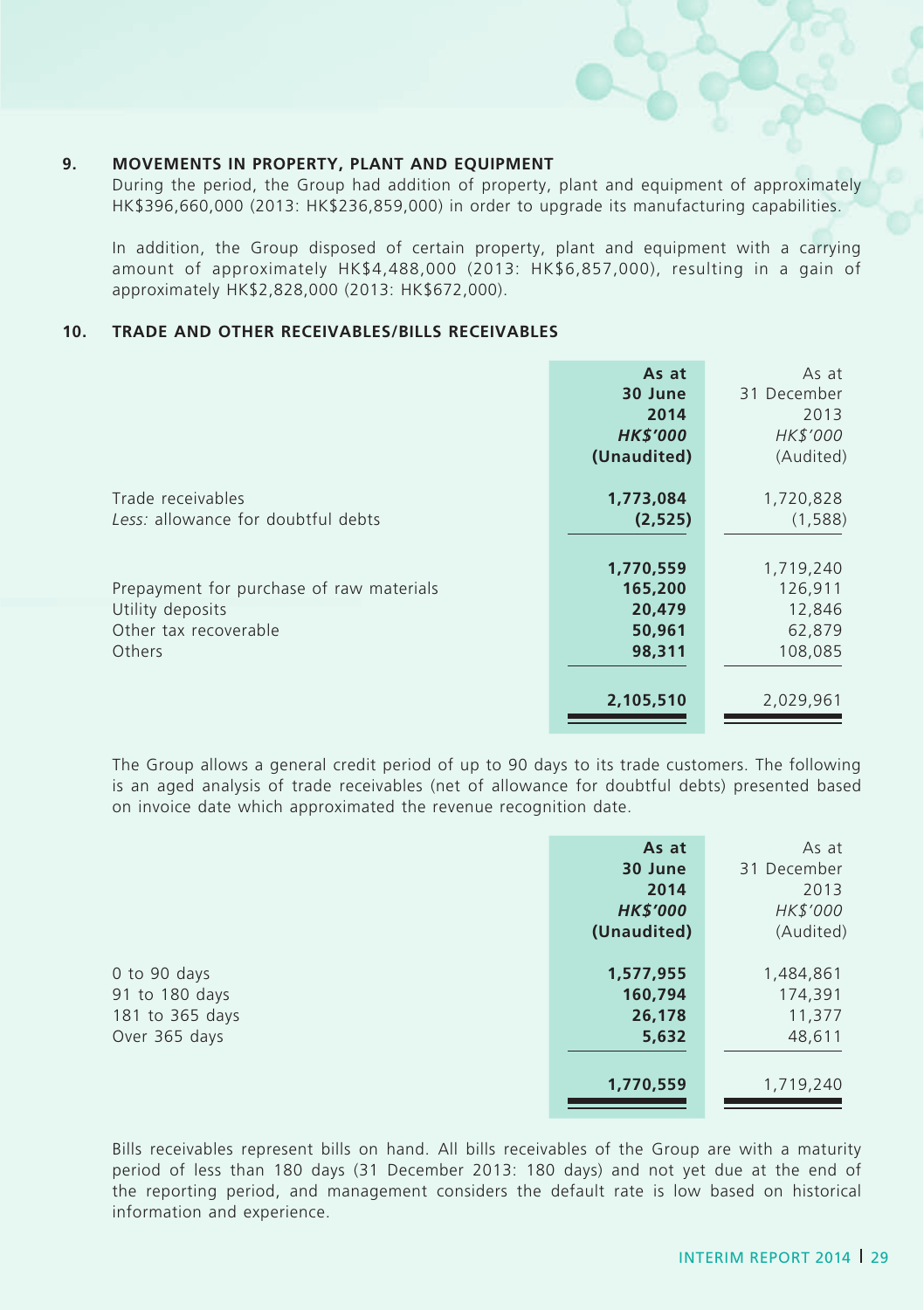## 9. MOVEMENTS IN PROPERTY, PLANT AND EQUIPMENT

During the period, the Group had addition of property, plant and equipment of approximately HK$396,660,000 (2013: HK$236,859,000) in order to upgrade its manufacturing capabilities.

In addition, the Group disposed of certain property, plant and equipment with a carrying amount of approximately HK$4,488,000 (2013: HK$6,857,000), resulting in a gain of approximately HK$2,828,000 (2013: HK$672,000).

## 10. TRADE AND OTHER RECEIVABLES/BILLS RECEIVABLES

| | **As at 30 June 2014 *HK$'000* (Unaudited)** | As at 31 December 2013 *HK$'000* (Audited) |
|---|---|---|
| Trade receivables | **1,773,084** | 1,720,828 |
| *Less:* allowance for doubtful debts | **(2,525)** | (1,588) |
| | **1,770,559** | 1,719,240 |
| Prepayment for purchase of raw materials | **165,200** | 126,911 |
| Utility deposits | **20,479** | 12,846 |
| Other tax recoverable | **50,961** | 62,879 |
| Others | **98,311** | 108,085 |
| | **2,105,510** | 2,029,961 |

The Group allows a general credit period of up to 90 days to its trade customers. The following is an aged analysis of trade receivables (net of allowance for doubtful debts) presented based on invoice date which approximated the revenue recognition date.

| | **As at 30 June 2014 *HK$'000* (Unaudited)** | As at 31 December 2013 *HK$'000* (Audited) |
|---|---|---|
| 0 to 90 days | **1,577,955** | 1,484,861 |
| 91 to 180 days | **160,794** | 174,391 |
| 181 to 365 days | **26,178** | 11,377 |
| Over 365 days | **5,632** | 48,611 |
| | **1,770,559** | 1,719,240 |

Bills receivables represent bills on hand. All bills receivables of the Group are with a maturity period of less than 180 days (31 December 2013: 180 days) and not yet due at the end of the reporting period, and management considers the default rate is low based on historical information and experience.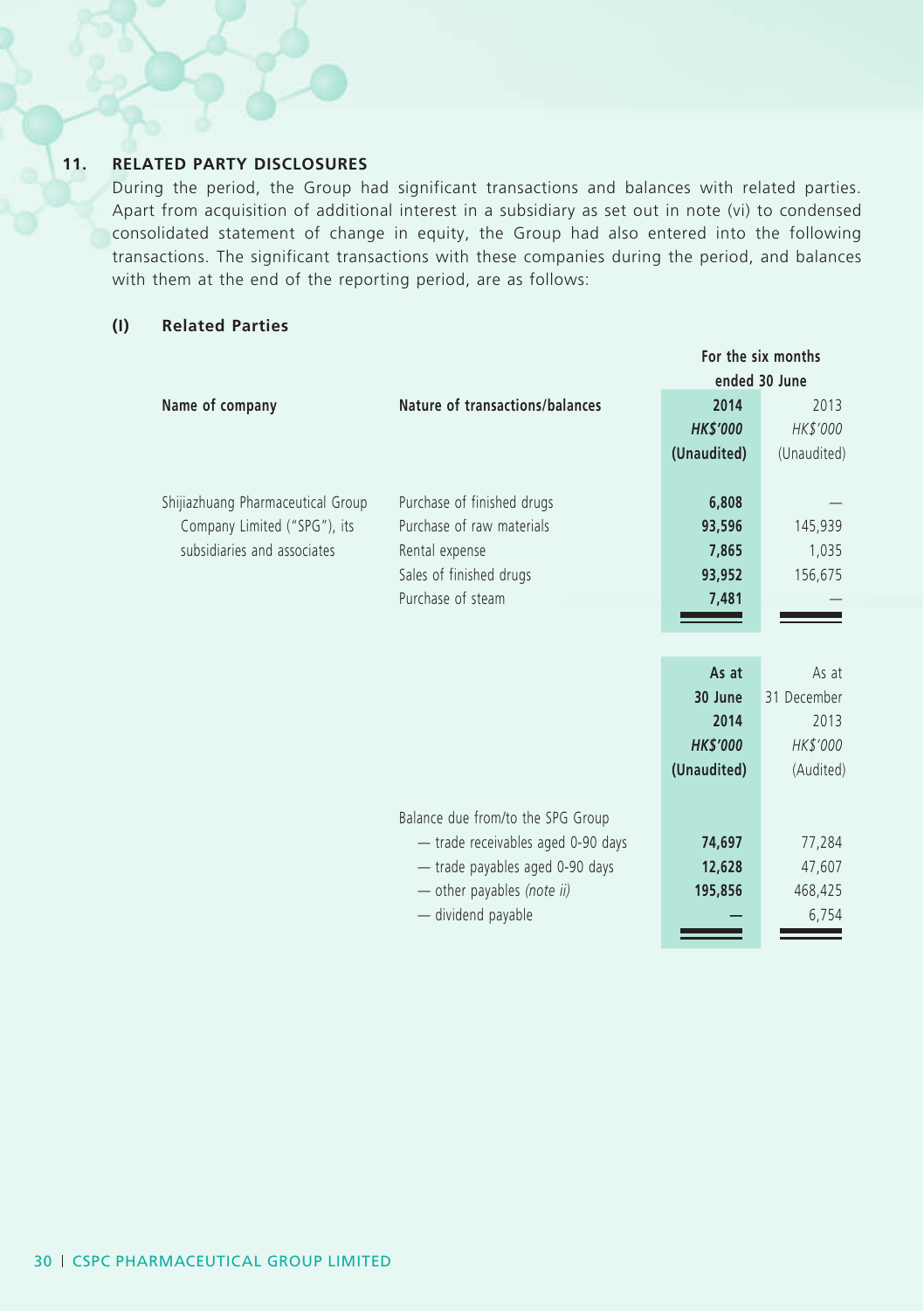## 11. RELATED PARTY DISCLOSURES

During the period, the Group had significant transactions and balances with related parties. Apart from acquisition of additional interest in a subsidiary as set out in note (vi) to condensed consolidated statement of change in equity, the Group had also entered into the following transactions. The significant transactions with these companies during the period, and balances with them at the end of the reporting period, are as follows:

### (I) Related Parties

| Name of company | Nature of transactions/balances | For the six months ended 30 June 2014 HK$'000 (Unaudited) | For the six months ended 30 June 2013 HK$'000 (Unaudited) |
|---|---|---|---|
| Shijiazhuang Pharmaceutical Group Company Limited ("SPG"), its subsidiaries and associates | Purchase of finished drugs | **6,808** | — |
| | Purchase of raw materials | **93,596** | 145,939 |
| | Rental expense | **7,865** | 1,035 |
| | Sales of finished drugs | **93,952** | 156,675 |
| | Purchase of steam | **7,481** | — |

| | | As at 30 June 2014 HK$'000 (Unaudited) | As at 31 December 2013 HK$'000 (Audited) |
|---|---|---|---|
| | Balance due from/to the SPG Group | | |
| | — trade receivables aged 0-90 days | **74,697** | 77,284 |
| | — trade payables aged 0-90 days | **12,628** | 47,607 |
| | — other payables *(note ii)* | **195,856** | 468,425 |
| | — dividend payable | **—** | 6,754 |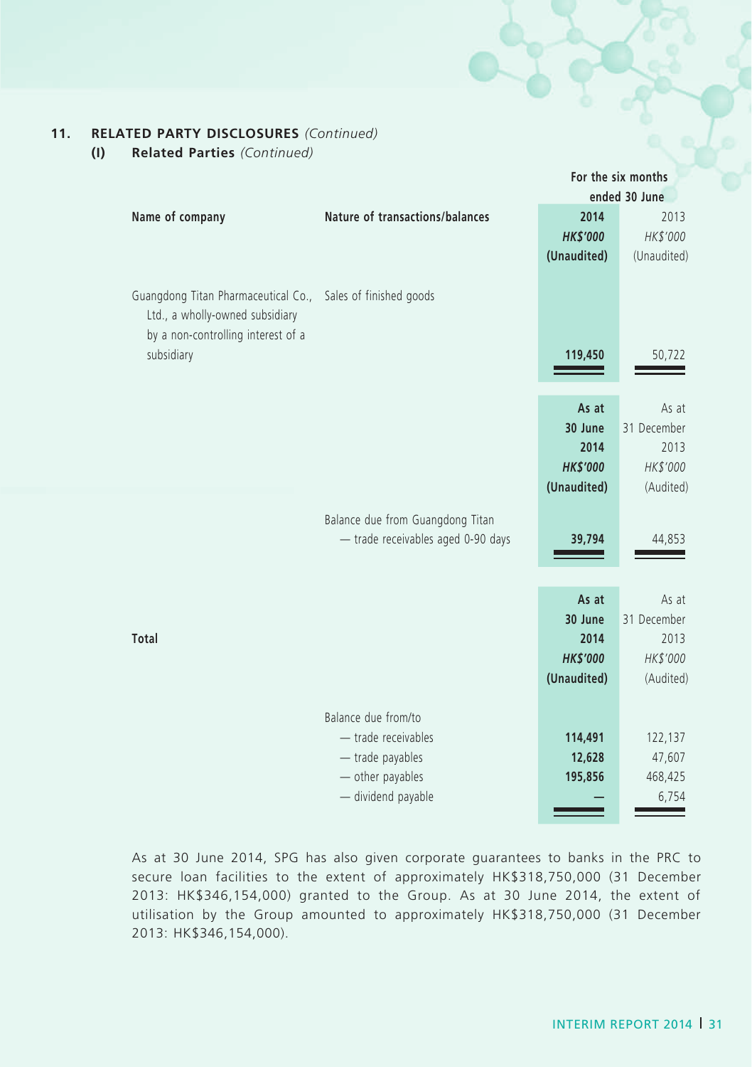## 11. RELATED PARTY DISCLOSURES *(Continued)*

### (I) Related Parties *(Continued)*

| Name of company | Nature of transactions/balances | For the six months ended 30 June 2014 HK$'000 (Unaudited) | For the six months ended 30 June 2013 HK$'000 (Unaudited) |
|---|---|---|---|
| Guangdong Titan Pharmaceutical Co., Ltd., a wholly-owned subsidiary by a non-controlling interest of a subsidiary | Sales of finished goods | **119,450** | 50,722 |

| | | As at 30 June 2014 HK$'000 (Unaudited) | As at 31 December 2013 HK$'000 (Audited) |
|---|---|---|---|
| | Balance due from Guangdong Titan — trade receivables aged 0-90 days | **39,794** | 44,853 |

| | | As at 30 June 2014 HK$'000 (Unaudited) | As at 31 December 2013 HK$'000 (Audited) |
|---|---|---|---|
| **Total** | Balance due from/to | | |
| | — trade receivables | **114,491** | 122,137 |
| | — trade payables | **12,628** | 47,607 |
| | — other payables | **195,856** | 468,425 |
| | — dividend payable | **—** | 6,754 |

As at 30 June 2014, SPG has also given corporate guarantees to banks in the PRC to secure loan facilities to the extent of approximately HK$318,750,000 (31 December 2013: HK$346,154,000) granted to the Group. As at 30 June 2014, the extent of utilisation by the Group amounted to approximately HK$318,750,000 (31 December 2013: HK$346,154,000).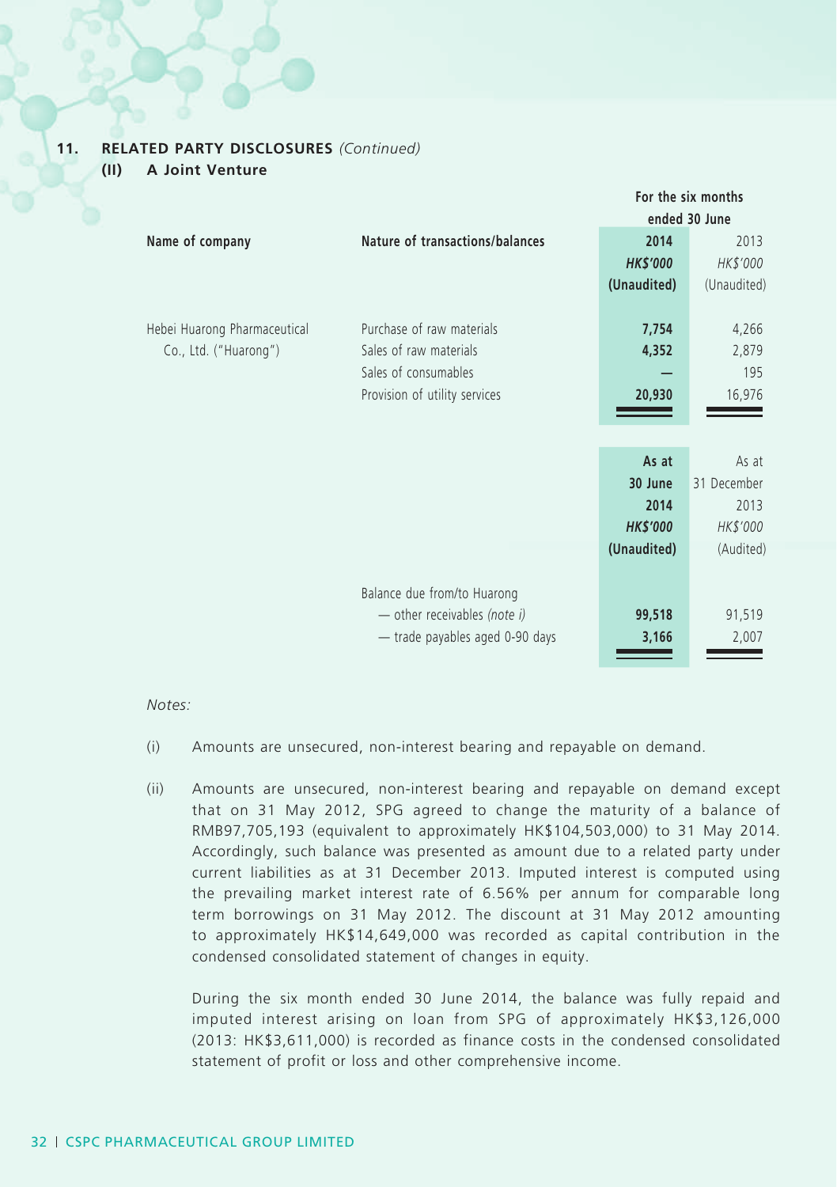## 11. RELATED PARTY DISCLOSURES *(Continued)*

### (II) A Joint Venture

| Name of company | Nature of transactions/balances | For the six months ended 30 June 2014 HK$'000 (Unaudited) | For the six months ended 30 June 2013 HK$'000 (Unaudited) |
|---|---|---|---|
| Hebei Huarong Pharmaceutical Co., Ltd. ("Huarong") | Purchase of raw materials | **7,754** | 4,266 |
| | Sales of raw materials | **4,352** | 2,879 |
| | Sales of consumables | **—** | 195 |
| | Provision of utility services | **20,930** | 16,976 |

| | | As at 30 June 2014 HK$'000 (Unaudited) | As at 31 December 2013 HK$'000 (Audited) |
|---|---|---|---|
| | Balance due from/to Huarong | | |
| | — other receivables *(note i)* | **99,518** | 91,519 |
| | — trade payables aged 0-90 days | **3,166** | 2,007 |

*Notes:*

(i) Amounts are unsecured, non-interest bearing and repayable on demand.

(ii) Amounts are unsecured, non-interest bearing and repayable on demand except that on 31 May 2012, SPG agreed to change the maturity of a balance of RMB97,705,193 (equivalent to approximately HK$104,503,000) to 31 May 2014. Accordingly, such balance was presented as amount due to a related party under current liabilities as at 31 December 2013. Imputed interest is computed using the prevailing market interest rate of 6.56% per annum for comparable long term borrowings on 31 May 2012. The discount at 31 May 2012 amounting to approximately HK$14,649,000 was recorded as capital contribution in the condensed consolidated statement of changes in equity.

During the six month ended 30 June 2014, the balance was fully repaid and imputed interest arising on loan from SPG of approximately HK$3,126,000 (2013: HK$3,611,000) is recorded as finance costs in the condensed consolidated statement of profit or loss and other comprehensive income.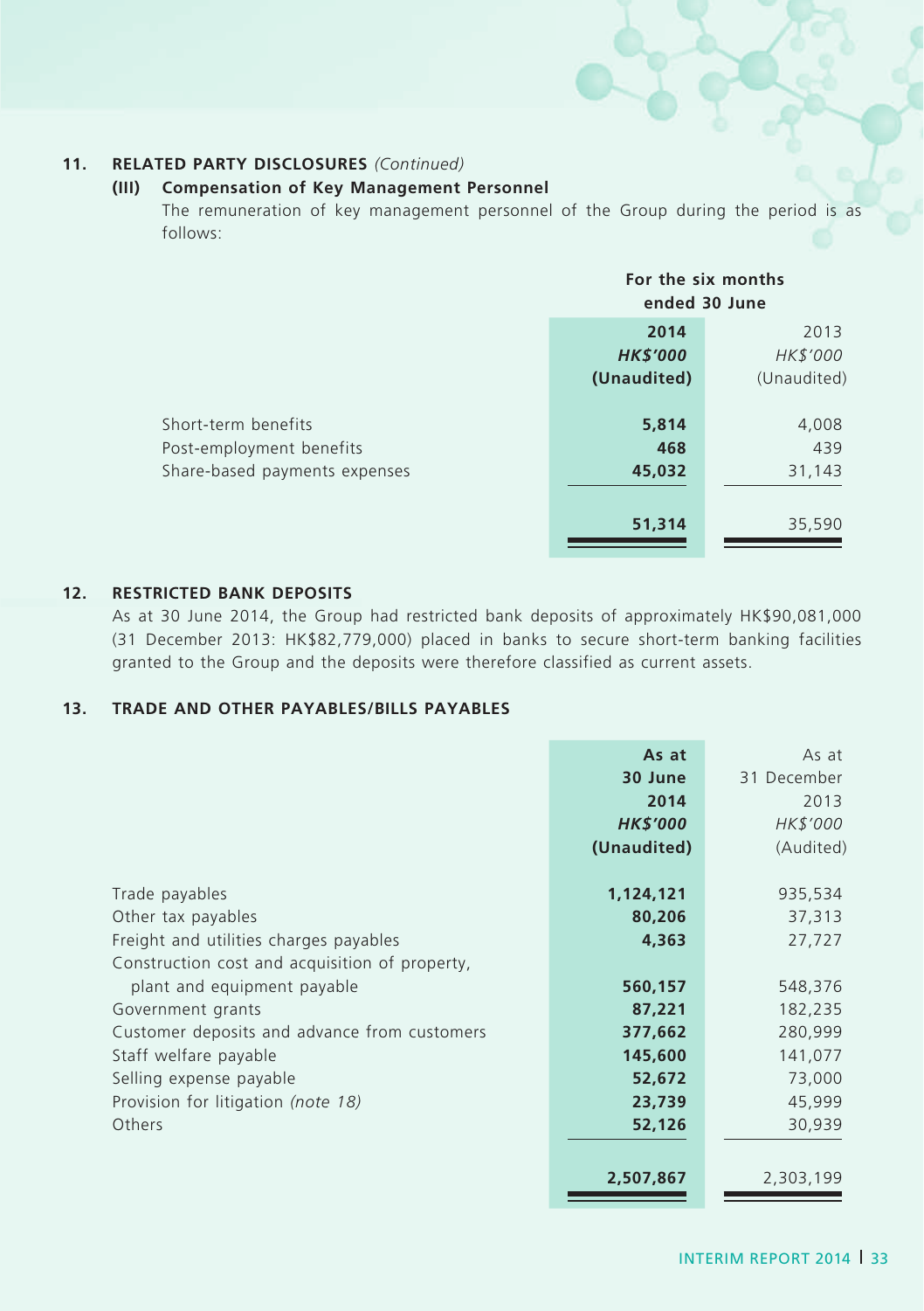## 11. RELATED PARTY DISCLOSURES *(Continued)*

### (III) Compensation of Key Management Personnel

The remuneration of key management personnel of the Group during the period is as follows:

| | For the six months ended 30 June | |
|---|---|---|
| | **2014** | 2013 |
| | ***HK$'000*** | *HK$'000* |
| | **(Unaudited)** | (Unaudited) |
| Short-term benefits | **5,814** | 4,008 |
| Post-employment benefits | **468** | 439 |
| Share-based payments expenses | **45,032** | 31,143 |
| | **51,314** | 35,590 |

## 12. RESTRICTED BANK DEPOSITS

As at 30 June 2014, the Group had restricted bank deposits of approximately HK$90,081,000 (31 December 2013: HK$82,779,000) placed in banks to secure short-term banking facilities granted to the Group and the deposits were therefore classified as current assets.

## 13. TRADE AND OTHER PAYABLES/BILLS PAYABLES

| | **As at 30 June 2014** | As at 31 December 2013 |
|---|---|---|
| | ***HK$'000*** | *HK$'000* |
| | **(Unaudited)** | (Audited) |
| Trade payables | **1,124,121** | 935,534 |
| Other tax payables | **80,206** | 37,313 |
| Freight and utilities charges payables | **4,363** | 27,727 |
| Construction cost and acquisition of property, plant and equipment payable | **560,157** | 548,376 |
| Government grants | **87,221** | 182,235 |
| Customer deposits and advance from customers | **377,662** | 280,999 |
| Staff welfare payable | **145,600** | 141,077 |
| Selling expense payable | **52,672** | 73,000 |
| Provision for litigation *(note 18)* | **23,739** | 45,999 |
| Others | **52,126** | 30,939 |
| | **2,507,867** | 2,303,199 |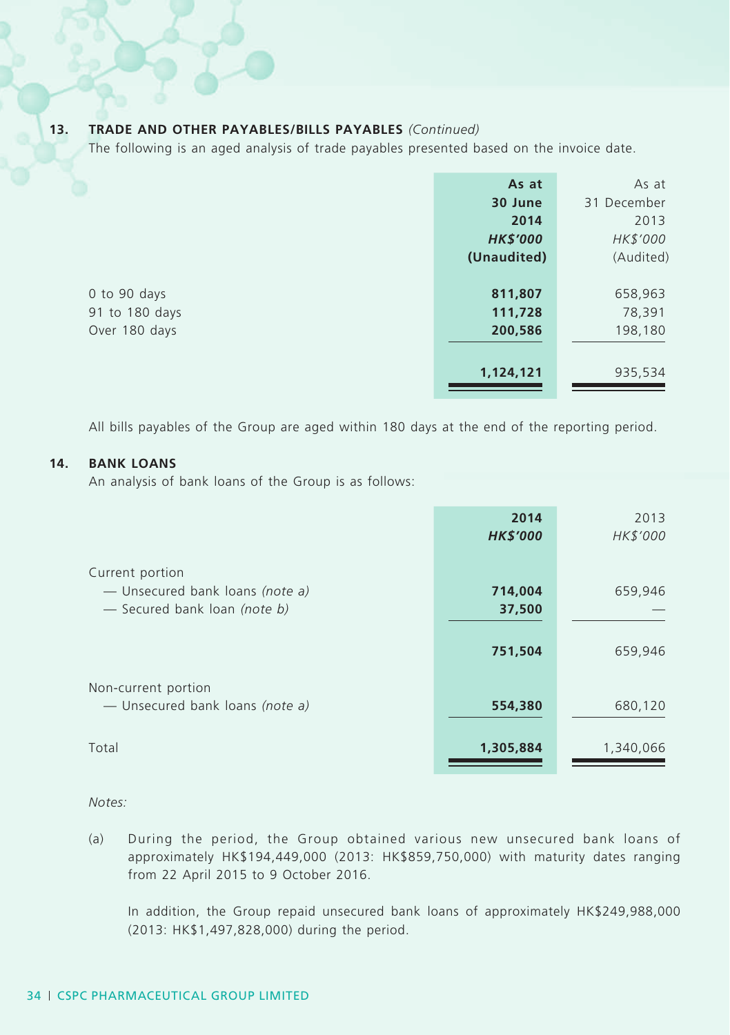## 13. TRADE AND OTHER PAYABLES/BILLS PAYABLES *(Continued)*

The following is an aged analysis of trade payables presented based on the invoice date.

| | As at 30 June 2014 HK$'000 (Unaudited) | As at 31 December 2013 HK$'000 (Audited) |
|---|---|---|
| 0 to 90 days | **811,807** | 658,963 |
| 91 to 180 days | **111,728** | 78,391 |
| Over 180 days | **200,586** | 198,180 |
| | **1,124,121** | 935,534 |

All bills payables of the Group are aged within 180 days at the end of the reporting period.

## 14. BANK LOANS

An analysis of bank loans of the Group is as follows:

| | 2014 HK$'000 | 2013 HK$'000 |
|---|---|---|
| Current portion | | |
| — Unsecured bank loans *(note a)* | **714,004** | 659,946 |
| — Secured bank loan *(note b)* | **37,500** | — |
| | **751,504** | 659,946 |
| Non-current portion | | |
| — Unsecured bank loans *(note a)* | **554,380** | 680,120 |
| Total | **1,305,884** | 1,340,066 |

*Notes:*

(a) During the period, the Group obtained various new unsecured bank loans of approximately HK$194,449,000 (2013: HK$859,750,000) with maturity dates ranging from 22 April 2015 to 9 October 2016.

In addition, the Group repaid unsecured bank loans of approximately HK$249,988,000 (2013: HK$1,497,828,000) during the period.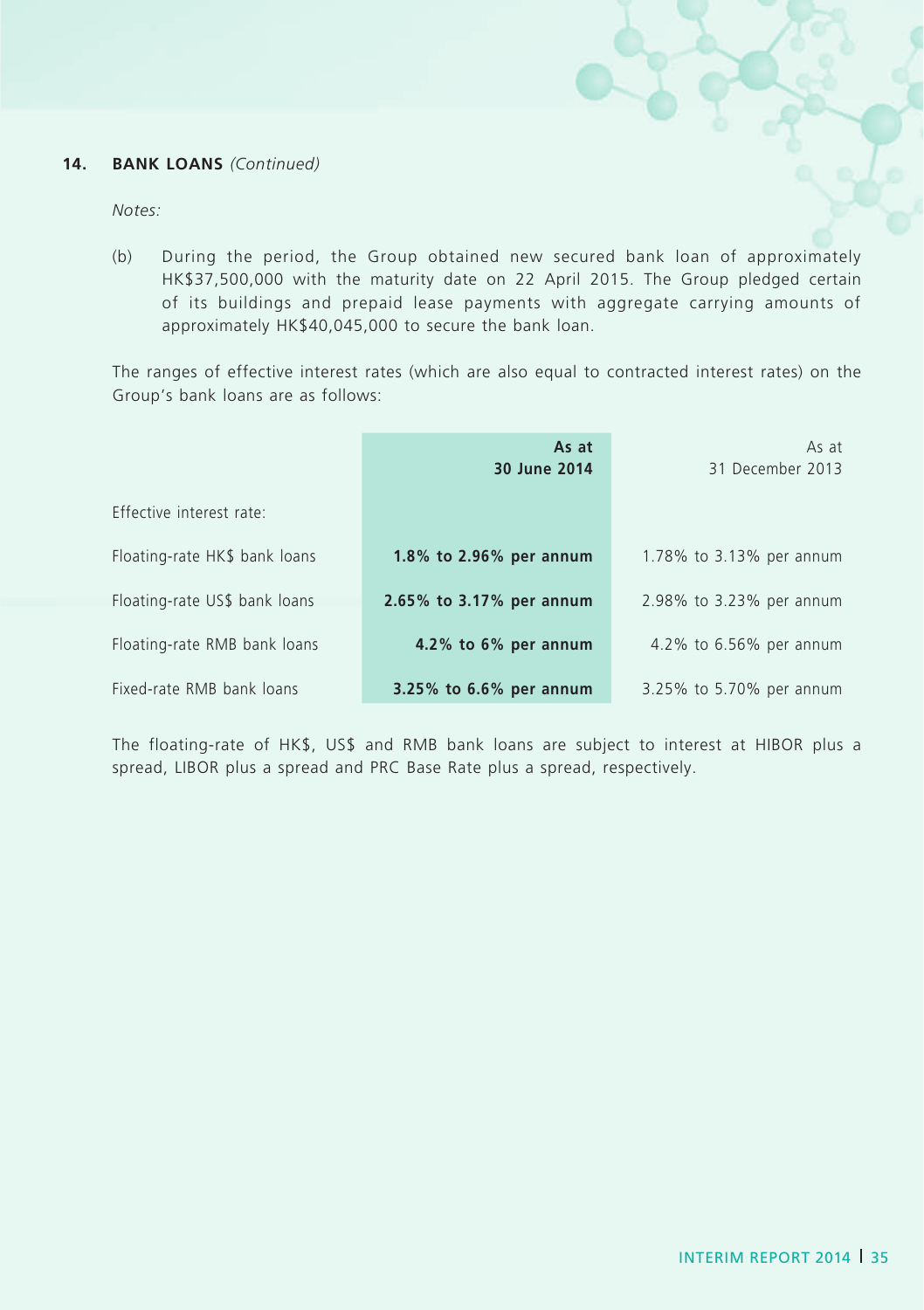## 14. BANK LOANS *(Continued)*

*Notes:*

(b) During the period, the Group obtained new secured bank loan of approximately HK$37,500,000 with the maturity date on 22 April 2015. The Group pledged certain of its buildings and prepaid lease payments with aggregate carrying amounts of approximately HK$40,045,000 to secure the bank loan.

The ranges of effective interest rates (which are also equal to contracted interest rates) on the Group's bank loans are as follows:

| | **As at 30 June 2014** | As at 31 December 2013 |
|---|---|---|
| Effective interest rate: | | |
| Floating-rate HK$ bank loans | **1.8% to 2.96% per annum** | 1.78% to 3.13% per annum |
| Floating-rate US$ bank loans | **2.65% to 3.17% per annum** | 2.98% to 3.23% per annum |
| Floating-rate RMB bank loans | **4.2% to 6% per annum** | 4.2% to 6.56% per annum |
| Fixed-rate RMB bank loans | **3.25% to 6.6% per annum** | 3.25% to 5.70% per annum |

The floating-rate of HK$, US$ and RMB bank loans are subject to interest at HIBOR plus a spread, LIBOR plus a spread and PRC Base Rate plus a spread, respectively.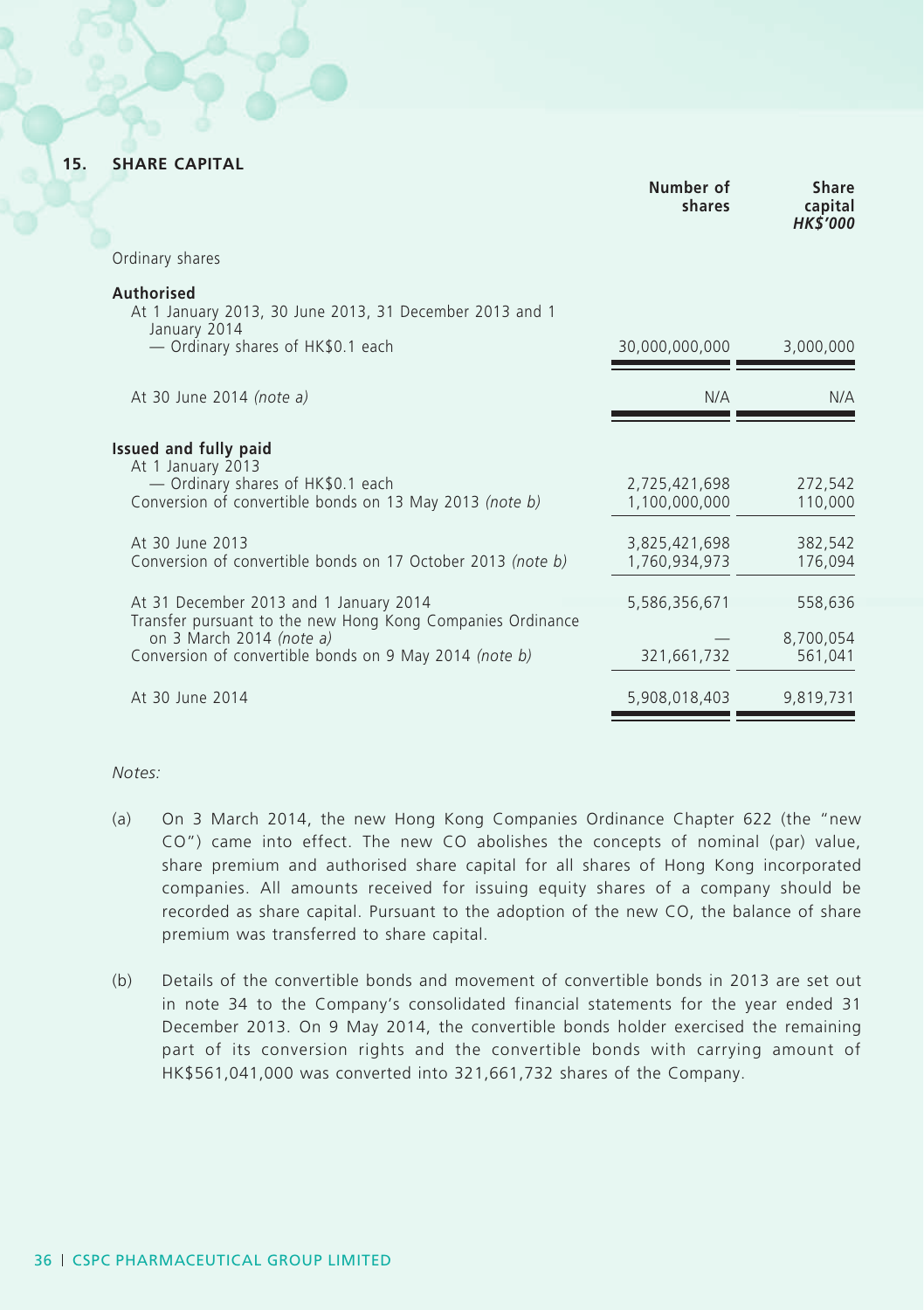## 15. SHARE CAPITAL

| | Number of shares | Share capital *HK$'000* |
|---|---|---|
| Ordinary shares | | |
| **Authorised** | | |
| At 1 January 2013, 30 June 2013, 31 December 2013 and 1 January 2014 — Ordinary shares of HK$0.1 each | 30,000,000,000 | 3,000,000 |
| At 30 June 2014 *(note a)* | N/A | N/A |
| **Issued and fully paid** | | |
| At 1 January 2013 — Ordinary shares of HK$0.1 each | 2,725,421,698 | 272,542 |
| Conversion of convertible bonds on 13 May 2013 *(note b)* | 1,100,000,000 | 110,000 |
| At 30 June 2013 | 3,825,421,698 | 382,542 |
| Conversion of convertible bonds on 17 October 2013 *(note b)* | 1,760,934,973 | 176,094 |
| At 31 December 2013 and 1 January 2014 | 5,586,356,671 | 558,636 |
| Transfer pursuant to the new Hong Kong Companies Ordinance on 3 March 2014 *(note a)* | — | 8,700,054 |
| Conversion of convertible bonds on 9 May 2014 *(note b)* | 321,661,732 | 561,041 |
| At 30 June 2014 | 5,908,018,403 | 9,819,731 |

*Notes:*

(a) On 3 March 2014, the new Hong Kong Companies Ordinance Chapter 622 (the "new CO") came into effect. The new CO abolishes the concepts of nominal (par) value, share premium and authorised share capital for all shares of Hong Kong incorporated companies. All amounts received for issuing equity shares of a company should be recorded as share capital. Pursuant to the adoption of the new CO, the balance of share premium was transferred to share capital.

(b) Details of the convertible bonds and movement of convertible bonds in 2013 are set out in note 34 to the Company's consolidated financial statements for the year ended 31 December 2013. On 9 May 2014, the convertible bonds holder exercised the remaining part of its conversion rights and the convertible bonds with carrying amount of HK$561,041,000 was converted into 321,661,732 shares of the Company.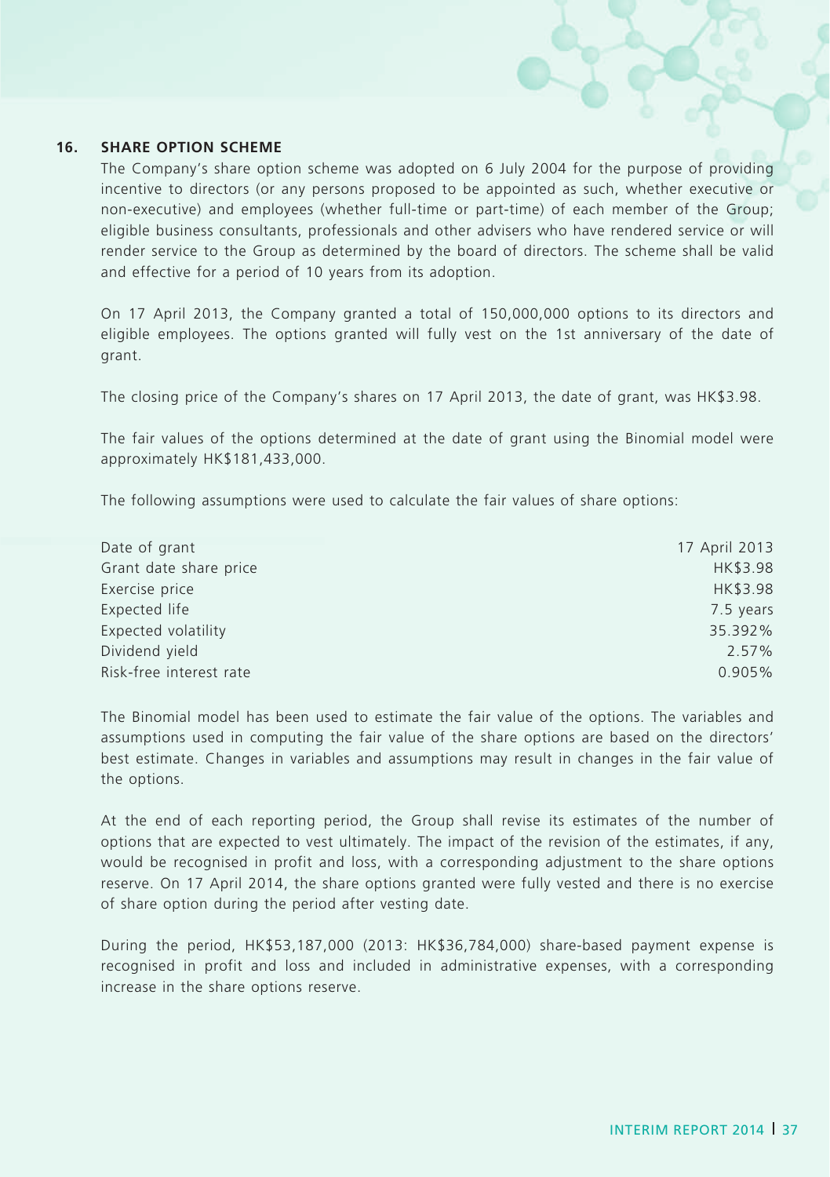## 16. SHARE OPTION SCHEME

The Company's share option scheme was adopted on 6 July 2004 for the purpose of providing incentive to directors (or any persons proposed to be appointed as such, whether executive or non-executive) and employees (whether full-time or part-time) of each member of the Group; eligible business consultants, professionals and other advisers who have rendered service or will render service to the Group as determined by the board of directors. The scheme shall be valid and effective for a period of 10 years from its adoption.

On 17 April 2013, the Company granted a total of 150,000,000 options to its directors and eligible employees. The options granted will fully vest on the 1st anniversary of the date of grant.

The closing price of the Company's shares on 17 April 2013, the date of grant, was HK$3.98.

The fair values of the options determined at the date of grant using the Binomial model were approximately HK$181,433,000.

The following assumptions were used to calculate the fair values of share options:

| | |
|---|---|
| Date of grant | 17 April 2013 |
| Grant date share price | HK$3.98 |
| Exercise price | HK$3.98 |
| Expected life | 7.5 years |
| Expected volatility | 35.392% |
| Dividend yield | 2.57% |
| Risk-free interest rate | 0.905% |

The Binomial model has been used to estimate the fair value of the options. The variables and assumptions used in computing the fair value of the share options are based on the directors' best estimate. Changes in variables and assumptions may result in changes in the fair value of the options.

At the end of each reporting period, the Group shall revise its estimates of the number of options that are expected to vest ultimately. The impact of the revision of the estimates, if any, would be recognised in profit and loss, with a corresponding adjustment to the share options reserve. On 17 April 2014, the share options granted were fully vested and there is no exercise of share option during the period after vesting date.

During the period, HK$53,187,000 (2013: HK$36,784,000) share-based payment expense is recognised in profit and loss and included in administrative expenses, with a corresponding increase in the share options reserve.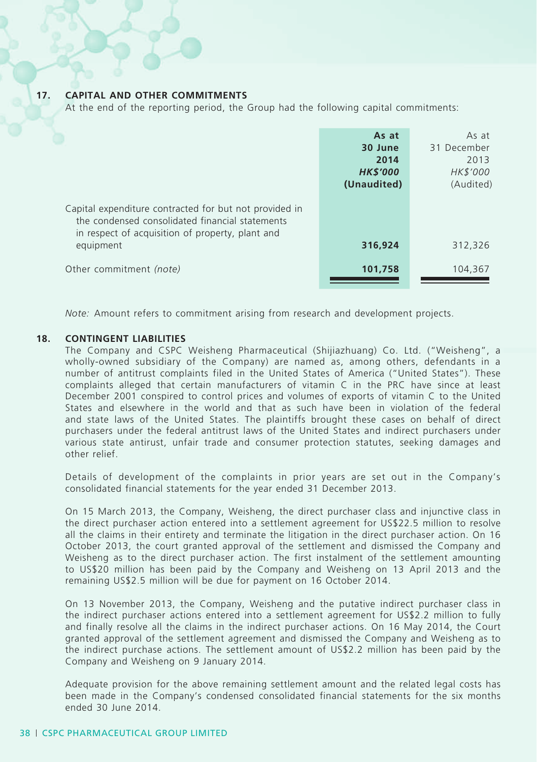## 17. CAPITAL AND OTHER COMMITMENTS

At the end of the reporting period, the Group had the following capital commitments:

| | **As at 30 June 2014** ***HK$'000*** **(Unaudited)** | As at 31 December 2013 *HK$'000* (Audited) |
|---|---|---|
| Capital expenditure contracted for but not provided in the condensed consolidated financial statements in respect of acquisition of property, plant and equipment | **316,924** | 312,326 |
| Other commitment *(note)* | **101,758** | 104,367 |

*Note:* Amount refers to commitment arising from research and development projects.

## 18. CONTINGENT LIABILITIES

The Company and CSPC Weisheng Pharmaceutical (Shijiazhuang) Co. Ltd. ("Weisheng", a wholly-owned subsidiary of the Company) are named as, among others, defendants in a number of antitrust complaints filed in the United States of America ("United States"). These complaints alleged that certain manufacturers of vitamin C in the PRC have since at least December 2001 conspired to control prices and volumes of exports of vitamin C to the United States and elsewhere in the world and that as such have been in violation of the federal and state laws of the United States. The plaintiffs brought these cases on behalf of direct purchasers under the federal antitrust laws of the United States and indirect purchasers under various state antirust, unfair trade and consumer protection statutes, seeking damages and other relief.

Details of development of the complaints in prior years are set out in the Company's consolidated financial statements for the year ended 31 December 2013.

On 15 March 2013, the Company, Weisheng, the direct purchaser class and injunctive class in the direct purchaser action entered into a settlement agreement for US$22.5 million to resolve all the claims in their entirety and terminate the litigation in the direct purchaser action. On 16 October 2013, the court granted approval of the settlement and dismissed the Company and Weisheng as to the direct purchaser action. The first instalment of the settlement amounting to US$20 million has been paid by the Company and Weisheng on 13 April 2013 and the remaining US$2.5 million will be due for payment on 16 October 2014.

On 13 November 2013, the Company, Weisheng and the putative indirect purchaser class in the indirect purchaser actions entered into a settlement agreement for US$2.2 million to fully and finally resolve all the claims in the indirect purchaser actions. On 16 May 2014, the Court granted approval of the settlement agreement and dismissed the Company and Weisheng as to the indirect purchase actions. The settlement amount of US$2.2 million has been paid by the Company and Weisheng on 9 January 2014.

Adequate provision for the above remaining settlement amount and the related legal costs has been made in the Company's condensed consolidated financial statements for the six months ended 30 June 2014.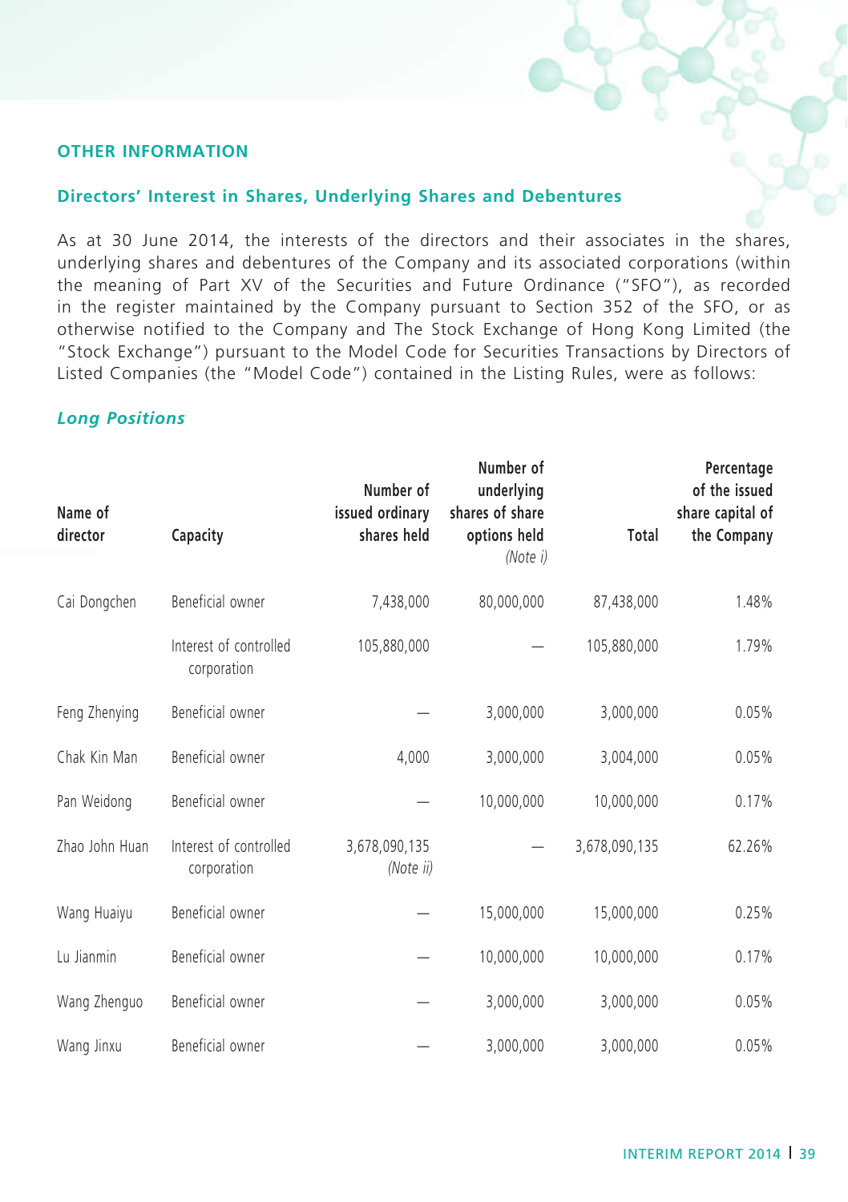## OTHER INFORMATION

### Directors' Interest in Shares, Underlying Shares and Debentures

As at 30 June 2014, the interests of the directors and their associates in the shares, underlying shares and debentures of the Company and its associated corporations (within the meaning of Part XV of the Securities and Future Ordinance ("SFO"), as recorded in the register maintained by the Company pursuant to Section 352 of the SFO, or as otherwise notified to the Company and The Stock Exchange of Hong Kong Limited (the "Stock Exchange") pursuant to the Model Code for Securities Transactions by Directors of Listed Companies (the "Model Code") contained in the Listing Rules, were as follows:

#### *Long Positions*

| Name of director | Capacity | Number of issued ordinary shares held | Number of underlying shares of share options held *(Note i)* | Total | Percentage of the issued share capital of the Company |
|---|---|---|---|---|---|
| Cai Dongchen | Beneficial owner | 7,438,000 | 80,000,000 | 87,438,000 | 1.48% |
| | Interest of controlled corporation | 105,880,000 | — | 105,880,000 | 1.79% |
| Feng Zhenying | Beneficial owner | — | 3,000,000 | 3,000,000 | 0.05% |
| Chak Kin Man | Beneficial owner | 4,000 | 3,000,000 | 3,004,000 | 0.05% |
| Pan Weidong | Beneficial owner | — | 10,000,000 | 10,000,000 | 0.17% |
| Zhao John Huan | Interest of controlled corporation | 3,678,090,135 *(Note ii)* | — | 3,678,090,135 | 62.26% |
| Wang Huaiyu | Beneficial owner | — | 15,000,000 | 15,000,000 | 0.25% |
| Lu Jianmin | Beneficial owner | — | 10,000,000 | 10,000,000 | 0.17% |
| Wang Zhenguo | Beneficial owner | — | 3,000,000 | 3,000,000 | 0.05% |
| Wang Jinxu | Beneficial owner | — | 3,000,000 | 3,000,000 | 0.05% |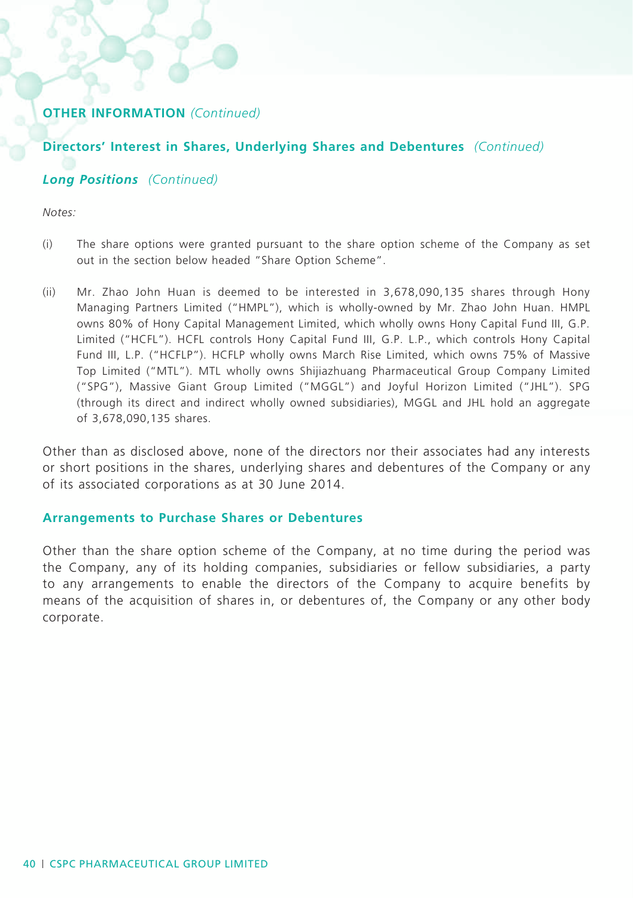## OTHER INFORMATION *(Continued)*

### Directors' Interest in Shares, Underlying Shares and Debentures *(Continued)*

#### *Long Positions* *(Continued)*

*Notes:*

(i) The share options were granted pursuant to the share option scheme of the Company as set out in the section below headed "Share Option Scheme".

(ii) Mr. Zhao John Huan is deemed to be interested in 3,678,090,135 shares through Hony Managing Partners Limited ("HMPL"), which is wholly-owned by Mr. Zhao John Huan. HMPL owns 80% of Hony Capital Management Limited, which wholly owns Hony Capital Fund III, G.P. Limited ("HCFL"). HCFL controls Hony Capital Fund III, G.P. L.P., which controls Hony Capital Fund III, L.P. ("HCFLP"). HCFLP wholly owns March Rise Limited, which owns 75% of Massive Top Limited ("MTL"). MTL wholly owns Shijiazhuang Pharmaceutical Group Company Limited ("SPG"), Massive Giant Group Limited ("MGGL") and Joyful Horizon Limited ("JHL"). SPG (through its direct and indirect wholly owned subsidiaries), MGGL and JHL hold an aggregate of 3,678,090,135 shares.

Other than as disclosed above, none of the directors nor their associates had any interests or short positions in the shares, underlying shares and debentures of the Company or any of its associated corporations as at 30 June 2014.

### Arrangements to Purchase Shares or Debentures

Other than the share option scheme of the Company, at no time during the period was the Company, any of its holding companies, subsidiaries or fellow subsidiaries, a party to any arrangements to enable the directors of the Company to acquire benefits by means of the acquisition of shares in, or debentures of, the Company or any other body corporate.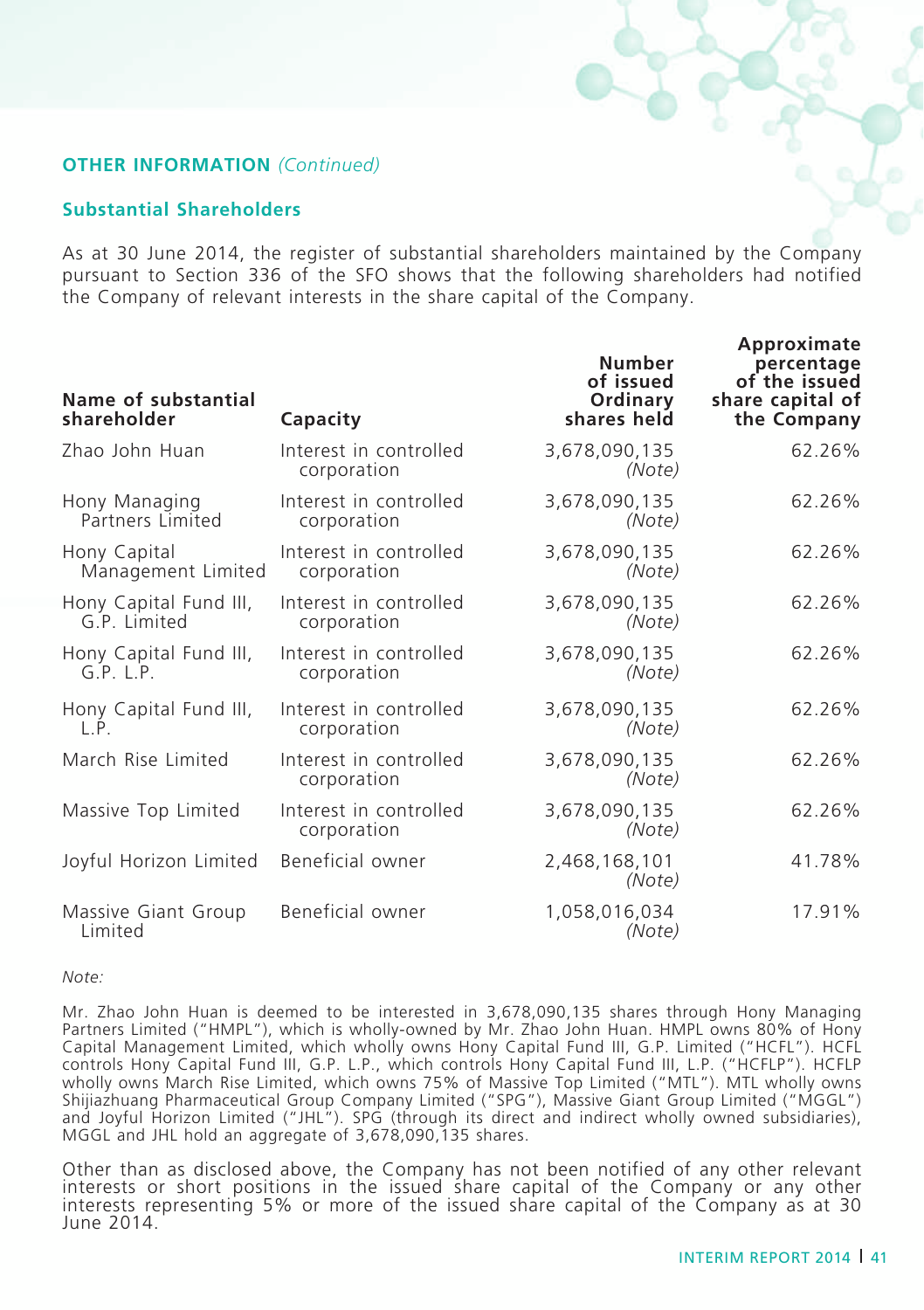## OTHER INFORMATION *(Continued)*

### Substantial Shareholders

As at 30 June 2014, the register of substantial shareholders maintained by the Company pursuant to Section 336 of the SFO shows that the following shareholders had notified the Company of relevant interests in the share capital of the Company.

| Name of substantial shareholder | Capacity | Number of issued Ordinary shares held | Approximate percentage of the issued share capital of the Company |
|---|---|---|---|
| Zhao John Huan | Interest in controlled corporation | 3,678,090,135 *(Note)* | 62.26% |
| Hony Managing Partners Limited | Interest in controlled corporation | 3,678,090,135 *(Note)* | 62.26% |
| Hony Capital Management Limited | Interest in controlled corporation | 3,678,090,135 *(Note)* | 62.26% |
| Hony Capital Fund III, G.P. Limited | Interest in controlled corporation | 3,678,090,135 *(Note)* | 62.26% |
| Hony Capital Fund III, G.P. L.P. | Interest in controlled corporation | 3,678,090,135 *(Note)* | 62.26% |
| Hony Capital Fund III, L.P. | Interest in controlled corporation | 3,678,090,135 *(Note)* | 62.26% |
| March Rise Limited | Interest in controlled corporation | 3,678,090,135 *(Note)* | 62.26% |
| Massive Top Limited | Interest in controlled corporation | 3,678,090,135 *(Note)* | 62.26% |
| Joyful Horizon Limited | Beneficial owner | 2,468,168,101 *(Note)* | 41.78% |
| Massive Giant Group Limited | Beneficial owner | 1,058,016,034 *(Note)* | 17.91% |

*Note:*

Mr. Zhao John Huan is deemed to be interested in 3,678,090,135 shares through Hony Managing Partners Limited ("HMPL"), which is wholly-owned by Mr. Zhao John Huan. HMPL owns 80% of Hony Capital Management Limited, which wholly owns Hony Capital Fund III, G.P. Limited ("HCFL"). HCFL controls Hony Capital Fund III, G.P. L.P., which controls Hony Capital Fund III, L.P. ("HCFLP"). HCFLP wholly owns March Rise Limited, which owns 75% of Massive Top Limited ("MTL"). MTL wholly owns Shijiazhuang Pharmaceutical Group Company Limited ("SPG"), Massive Giant Group Limited ("MGGL") and Joyful Horizon Limited ("JHL"). SPG (through its direct and indirect wholly owned subsidiaries), MGGL and JHL hold an aggregate of 3,678,090,135 shares.

Other than as disclosed above, the Company has not been notified of any other relevant interests or short positions in the issued share capital of the Company or any other interests representing 5% or more of the issued share capital of the Company as at 30 June 2014.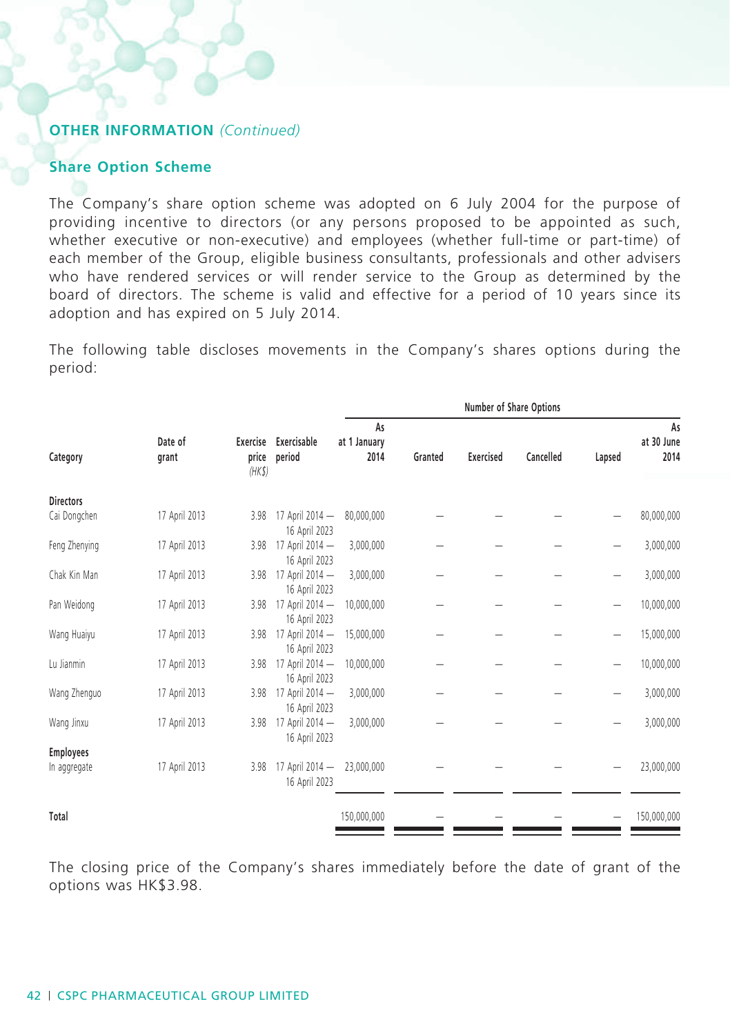## OTHER INFORMATION *(Continued)*

### Share Option Scheme

The Company's share option scheme was adopted on 6 July 2004 for the purpose of providing incentive to directors (or any persons proposed to be appointed as such, whether executive or non-executive) and employees (whether full-time or part-time) of each member of the Group, eligible business consultants, professionals and other advisers who have rendered services or will render service to the Group as determined by the board of directors. The scheme is valid and effective for a period of 10 years since its adoption and has expired on 5 July 2014.

The following table discloses movements in the Company's shares options during the period:

| Category | Date of grant | Exercise price *(HK$)* | Exercisable period | Number of Share Options | | | | | |
|---|---|---|---|---|---|---|---|---|---|
| | | | | As at 1 January 2014 | Granted | Exercised | Cancelled | Lapsed | As at 30 June 2014 |
| **Directors** | | | | | | | | | |
| Cai Dongchen | 17 April 2013 | 3.98 | 17 April 2014 — 16 April 2023 | 80,000,000 | — | — | — | — | 80,000,000 |
| Feng Zhenying | 17 April 2013 | 3.98 | 17 April 2014 — 16 April 2023 | 3,000,000 | — | — | — | — | 3,000,000 |
| Chak Kin Man | 17 April 2013 | 3.98 | 17 April 2014 — 16 April 2023 | 3,000,000 | — | — | — | — | 3,000,000 |
| Pan Weidong | 17 April 2013 | 3.98 | 17 April 2014 — 16 April 2023 | 10,000,000 | — | — | — | — | 10,000,000 |
| Wang Huaiyu | 17 April 2013 | 3.98 | 17 April 2014 — 16 April 2023 | 15,000,000 | — | — | — | — | 15,000,000 |
| Lu Jianmin | 17 April 2013 | 3.98 | 17 April 2014 — 16 April 2023 | 10,000,000 | — | — | — | — | 10,000,000 |
| Wang Zhenguo | 17 April 2013 | 3.98 | 17 April 2014 — 16 April 2023 | 3,000,000 | — | — | — | — | 3,000,000 |
| Wang Jinxu | 17 April 2013 | 3.98 | 17 April 2014 — 16 April 2023 | 3,000,000 | — | — | — | — | 3,000,000 |
| **Employees** | | | | | | | | | |
| In aggregate | 17 April 2013 | 3.98 | 17 April 2014 — 16 April 2023 | 23,000,000 | — | — | — | — | 23,000,000 |
| **Total** | | | | 150,000,000 | — | — | — | — | 150,000,000 |

The closing price of the Company's shares immediately before the date of grant of the options was HK$3.98.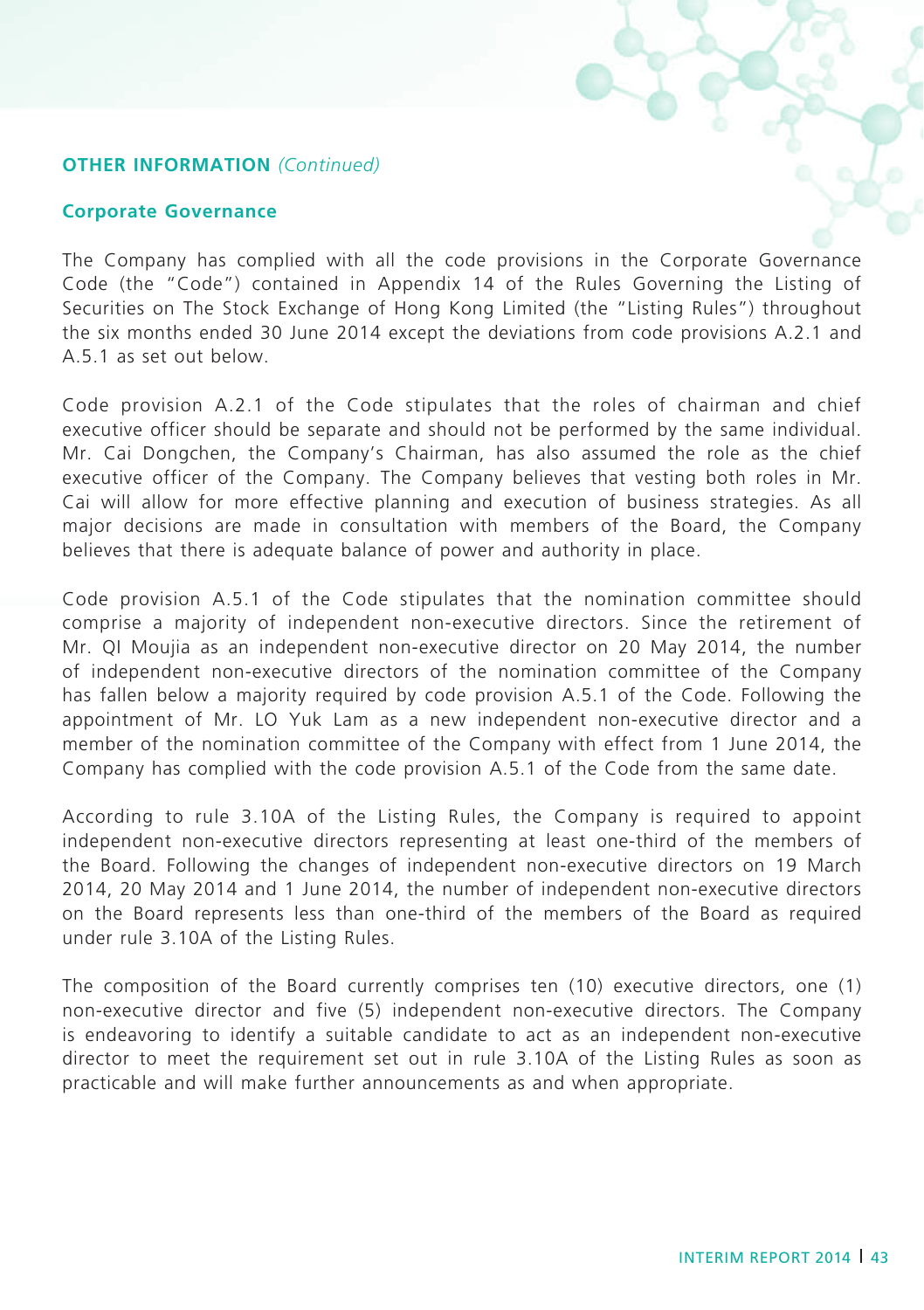## OTHER INFORMATION *(Continued)*

### Corporate Governance

The Company has complied with all the code provisions in the Corporate Governance Code (the "Code") contained in Appendix 14 of the Rules Governing the Listing of Securities on The Stock Exchange of Hong Kong Limited (the "Listing Rules") throughout the six months ended 30 June 2014 except the deviations from code provisions A.2.1 and A.5.1 as set out below.

Code provision A.2.1 of the Code stipulates that the roles of chairman and chief executive officer should be separate and should not be performed by the same individual. Mr. Cai Dongchen, the Company's Chairman, has also assumed the role as the chief executive officer of the Company. The Company believes that vesting both roles in Mr. Cai will allow for more effective planning and execution of business strategies. As all major decisions are made in consultation with members of the Board, the Company believes that there is adequate balance of power and authority in place.

Code provision A.5.1 of the Code stipulates that the nomination committee should comprise a majority of independent non-executive directors. Since the retirement of Mr. QI Moujia as an independent non-executive director on 20 May 2014, the number of independent non-executive directors of the nomination committee of the Company has fallen below a majority required by code provision A.5.1 of the Code. Following the appointment of Mr. LO Yuk Lam as a new independent non-executive director and a member of the nomination committee of the Company with effect from 1 June 2014, the Company has complied with the code provision A.5.1 of the Code from the same date.

According to rule 3.10A of the Listing Rules, the Company is required to appoint independent non-executive directors representing at least one-third of the members of the Board. Following the changes of independent non-executive directors on 19 March 2014, 20 May 2014 and 1 June 2014, the number of independent non-executive directors on the Board represents less than one-third of the members of the Board as required under rule 3.10A of the Listing Rules.

The composition of the Board currently comprises ten (10) executive directors, one (1) non-executive director and five (5) independent non-executive directors. The Company is endeavoring to identify a suitable candidate to act as an independent non-executive director to meet the requirement set out in rule 3.10A of the Listing Rules as soon as practicable and will make further announcements as and when appropriate.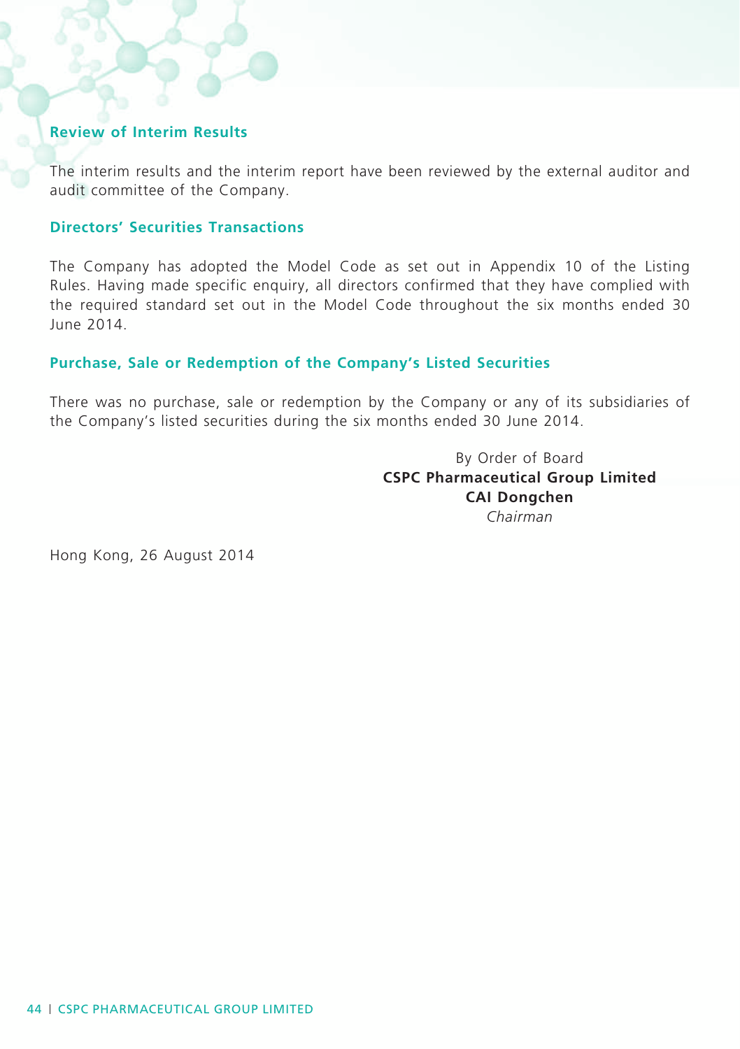### Review of Interim Results

The interim results and the interim report have been reviewed by the external auditor and audit committee of the Company.

### Directors' Securities Transactions

The Company has adopted the Model Code as set out in Appendix 10 of the Listing Rules. Having made specific enquiry, all directors confirmed that they have complied with the required standard set out in the Model Code throughout the six months ended 30 June 2014.

### Purchase, Sale or Redemption of the Company's Listed Securities

There was no purchase, sale or redemption by the Company or any of its subsidiaries of the Company's listed securities during the six months ended 30 June 2014.

By Order of Board
**CSPC Pharmaceutical Group Limited**
**CAI Dongchen**
*Chairman*

Hong Kong, 26 August 2014